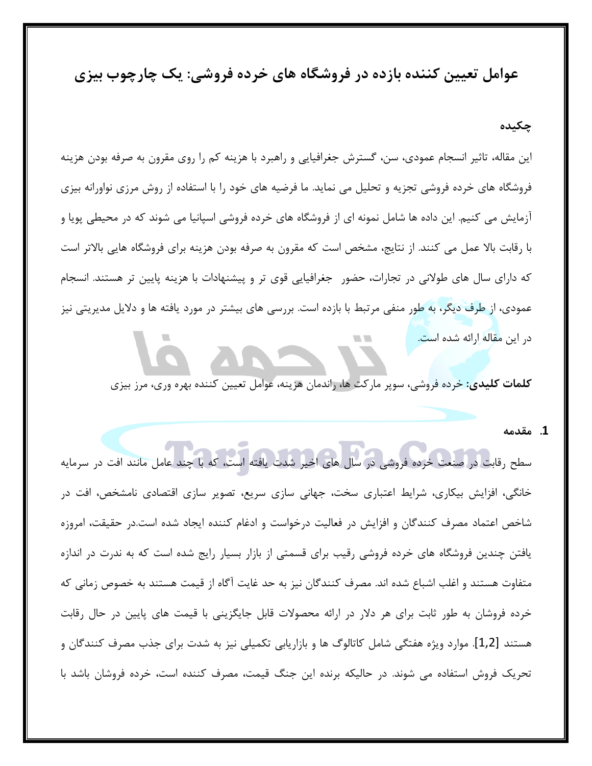# عوامل تعیین کننده بازده در فروشگاه های خرده فروشی: یک چارچوب بیزی

## چکیده

این مقاله، تاثیر انسجام عمودی، سن، گسترش جغرافیایی و راهبرد با هزینه کم را روی مقرون به صرفه بودن هزینه فروشگاه های خرده فروشی تجزیه و تحلیل می نماید. ما فرضیه های خود را با استفاده از روش مرزی نوآورانه بیزی آزمایش می کنیم. این داده ها شامل نمونه ای از فروشگاه های خرده فروشی اسپانیا می شوند که در محیطی پویا و با رقابت بالا عمل می کنند. از نتایج، مشخص است که مقرون به صرفه بودن هزینه برای فروشگاه هایی بالاتر است که دارای سال های طولانی در تجارات، حضور جغرافیایی قوی تر و پیشنهادات با هزینه پایین تر هستند. انسجام عمودی، از طرف دیگر، به طور منفی مرتبط با بازده است. بررسی های بیشتر در مورد یافته ها و دلایل مدیریتی نیز در این مقاله ارائه شده است.

**کلمات کلیدی:** خرده فروشی، سوپر مارکت ها، راندمان هزینه، عوامل تعیین کننده بهره وری، مرز بیزی

## 1. مقدمه

سطح رقابت در صنعت خرده فروشی در سال های اخیر شدت یافته است، که با چند عامل مانند افت در سرمایه خانگی، افزایش بیکاری، شرایط اعتباری سخت، جهانی سازی سریع، تصویر سازی اقتصادی نامشخص، افت در شاخص اعتماد مصرف کنندگان و افزایش در فعالیت درخواست و ادغام کننده ایجاد شده است.در حقیقت، امروزه یافتن چندین فروشگاه های خرده فروشی رقیب برای قسمتی از بازار بسیار رایج شده است که به ندرت در اندازه متفاوت هستند و اغلب اشباع شده اند. مصرف کنندگان نیز به حد غایت آگاه از قیمت هستند به خصوص زمانی که خرده فروشان به طور ثابت برای هر دلار در ارائه محصولات قابل جایگزینی با قیمت های پایین در حال رقابت هستند [1,2]. موارد ویژه هفتگی شامل کاتالوگ ها و بازاریابی تکمیلی نیز به شدت برای جذب مصرف کنندگان و تحریک فروش استفاده می شوند. در حالیکه برنده این جنگ قیمت، مصرف کننده است، خرده فروشان باشد با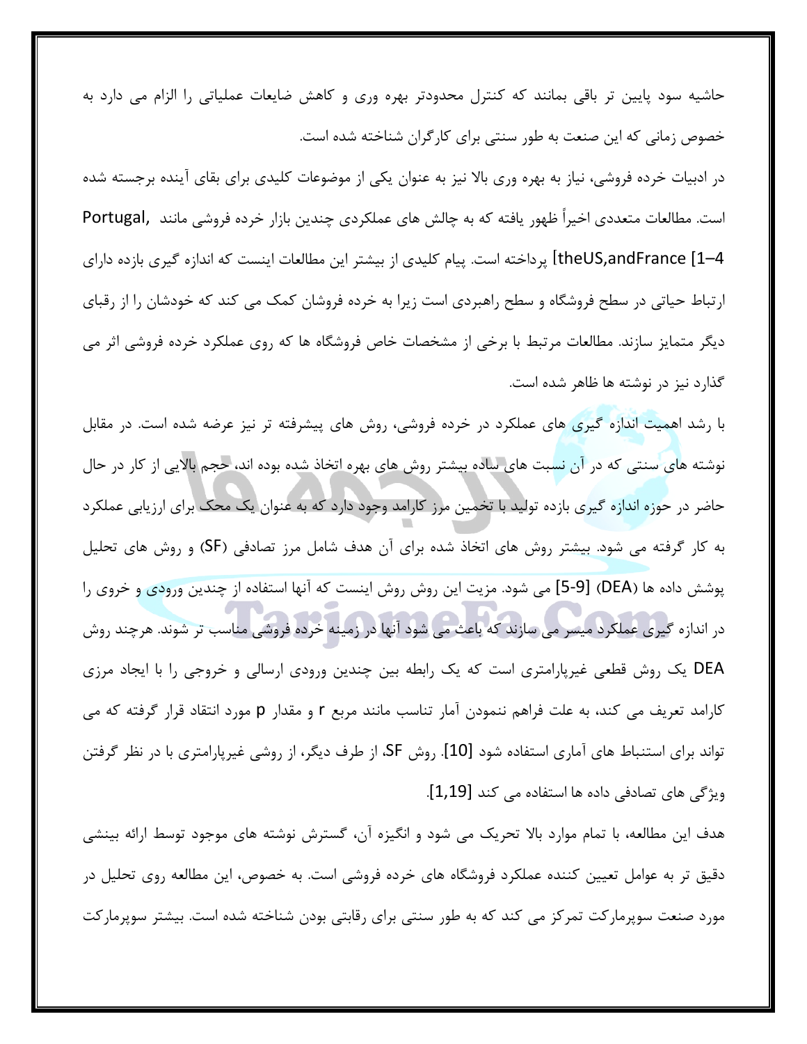حاشیه سود پایین تر باقی بمانند که کنترل محدودتر بهره وری و کاهش ضایعات عملیاتی را الزام می دارد به خصوص زمانی که این صنعت به طور سنتی برای کارگران شناخته شده است.

در ادبیات خرده فروشی، نیاز به بهره وری بالا نیز به عنوان یکی از موضوعات کلیدی برای بقای آینده برجسته شده است. مطالعات متعددی اخیراً ظهور یافته که به چالش های عملکردی چندین بازار خرده فروشی مانند Portugal, theUS,andFrance [1–4] پرداخته است. پیام کلیدی از بیشتر این مطالعات اینست که اندازه گیری بازده دارای ارتباط حیاتی در سطح فروشگاه و سطح راهبردی است زیرا به خرده فروشان کمک می کند که خودشان را از رقبای دیگر متمایز سازند. مطالعات مرتبط با برخی از مشخصات خاص فروشگاه ها که روی عملکرد خرده فروشی اثر می گذارد نیز در نوشته ها ظاهر شده است.

با رشد اهمیت اندازه گیری های عملکرد در خرده فروشی، روش های پیشرفته تر نیز عرضه شده است. در مقابل نوشته های سنتی که در آن نسبت های ساده بیشتر روش های بهره اتخاذ شده بوده اند، حجم بالایی از کار در حال حاضر در حوزه اندازه گیری بازده تولید با تخمین مرز کارامد وجود دارد که به عنوان یک محک برای ارزیابی عملکرد به کار گرفته می شود. بیشتر روش های اتخاذ شده برای آن هدف شامل مرز تصادفی (SF) و روش های تحلیل پوشش داده ها (DEA) [5-9] می شود. مزیت این روش روش اینست که آنها استفاده از چندین ورودی و خروی را در اندازه گیری عملکرد میسر می سازند که باعث می شود آنها در زمینه خرده فروشی مناسب تر شوند. هرچند روش DEA یک روش قطعی غیرپارامتری است که یک رابطه بین چندین ورودی ارسالی و خروجی را با ایجاد مرزی کارامد تعریف می کند، به علت فراهم ننمودن آمار تناسب مانند مربع r و مقدار p مورد انتقاد قرار گرفته که می تواند برای استنباط های آماری استفاده شود [10]. روش SF، از طرف دیگر، از روشی غیرپارامتری با در نظر گرفتن ویژگی های تصادفی داده ها استفاده می کند [1,19].

هدف این مطالعه، با تمام موارد بالا تحریک می شود و انگیزه آن، گسترش نوشته های موجود توسط ارائه بینشی دقیق تر به عوامل تعیین کننده عملکرد فروشگاه های خرده فروشی است. به خصوص، این مطالعه روی تحلیل در مورد صنعت سوپرمارکت تمرکز می کند که به طور سنتی برای رقابتی بودن شناخته شده است. بیشتر سوپرمارکت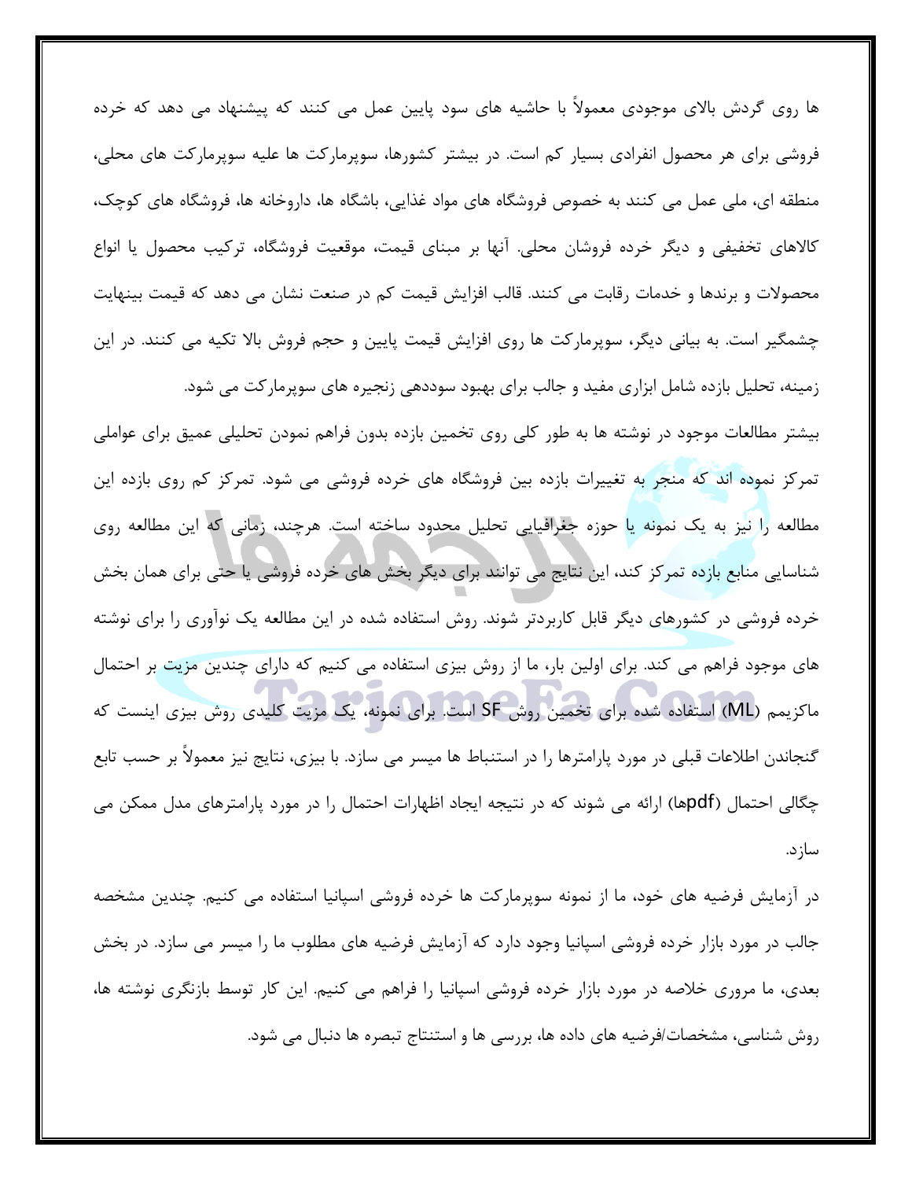ها روی گردش بالای موجودی معمولاً با حاشیه های سود پایین عمل می کنند که پیشنهاد می دهد که خرده فروشی برای هر محصول انفرادی بسیار کم است. در بیشتر کشورها، سوپرمارکت ها علیه سوپرمارکت های محلی، منطقه ای، ملی عمل می کنند به خصوص فروشگاه های مواد غذایی، باشگاه ها، داروخانه ها، فروشگاه های کوچک، کالاهای تخفیفی و دیگر خرده فروشان محلی. آنها بر مبنای قیمت، موقعیت فروشگاه، ترکیب محصول یا انواع محصولات و برندها و خدمات رقابت می کنند. قالب افزایش قیمت کم در صنعت نشان می دهد که قیمت بینهایت چشمگیر است. به بیانی دیگر، سوپرمارکت ها روی افزایش قیمت پایین و حجم فروش بالا تکیه می کنند. در این زمینه، تحلیل بازده شامل ابزاری مفید و جالب برای بهبود سوددهی زنجیره های سوپرمارکت می شود.

بیشتر مطالعات موجود در نوشته ها به طور کلی روی تخمین بازده بدون فراهم نمودن تحلیلی عمیق برای عواملی تمرکز نموده اند که منجر به تغییرات بازده بین فروشگاه های خرده فروشی می شود. تمرکز کم روی بازده این مطالعه را نیز به یک نمونه یا حوزه جغرافیایی تحلیل محدود ساخته است. هرچند، زمانی که این مطالعه روی شناسایی منابع بازده تمرکز کند، این نتایج می توانند برای دیگر بخش های خرده فروشی یا حتی برای همان بخش خرده فروشی در کشورهای دیگر قابل کاربردتر شوند. روش استفاده شده در این مطالعه یک نوآوری را برای نوشته های موجود فراهم می کند. برای اولین بار، ما از روش بیزی استفاده می کنیم که دارای چندین مزیت بر احتمال ماکزیمم (ML) استفاده شده برای تخمین روش SF است. برای نمونه، یک مزیت کلیدی روش بیزی اینست که گنجاندن اطلاعات قبلی در مورد پارامترها را در استنباط ها میسر می سازد. با بیزی، نتایج نیز معمولاً بر حسب تابع چگالی احتمال (pdfها) ارائه می شوند که در نتیجه ایجاد اظهارات احتمال را در مورد پارامترهای مدل ممکن می سازد.

در آزمایش فرضیه های خود، ما از نمونه سوپرمارکت ها خرده فروشی اسپانیا استفاده می کنیم. چندین مشخصه جالب در مورد بازار خرده فروشی اسپانیا وجود دارد که آزمایش فرضیه های مطلوب ما را میسر می سازد. در بخش بعدی، ما مروری خلاصه در مورد بازار خرده فروشی اسپانیا را فراهم می کنیم. این کار توسط بازنگری نوشته ها، روش شناسی، مشخصات/فرضیه های داده ها، بررسی ها و استنتاج تبصره ها دنبال می شود.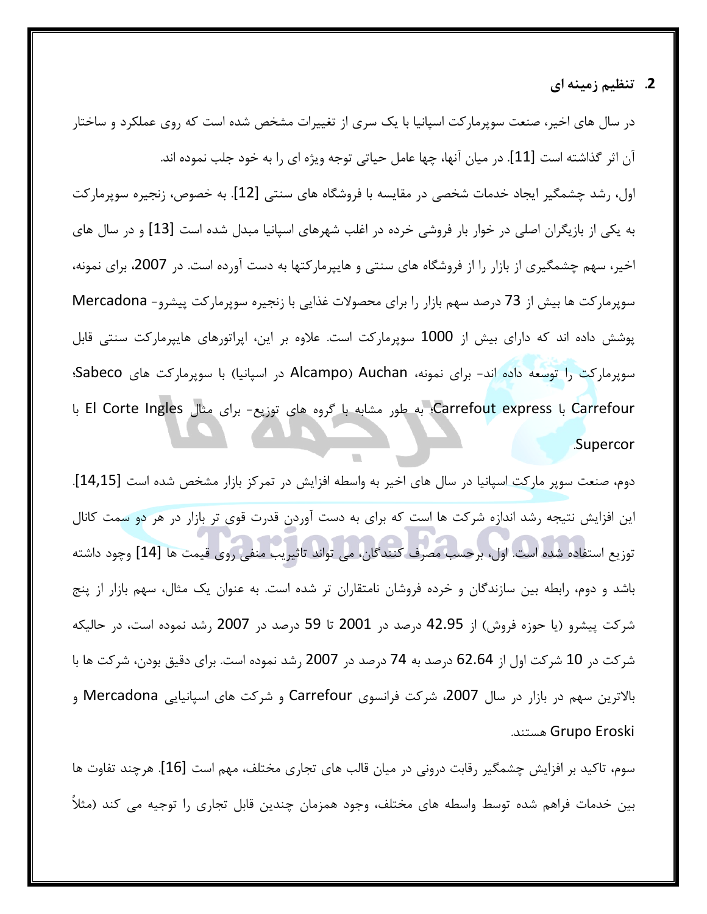## 2. تنظیم زمینه ای

در سال های اخیر، صنعت سوپرمارکت اسپانیا با یک سری از تغییرات مشخص شده است که روی عملکرد و ساختار آن اثر گذاشته است [11]. در میان آنها، چها عامل حیاتی توجه ویژه ای را به خود جلب نموده اند.

اول، رشد چشمگیر ایجاد خدمات شخصی در مقایسه با فروشگاه های سنتی [12]. به خصوص، زنجیره سوپرمارکت به یکی از بازیگران اصلی در خوار بار فروشی خرده در اغلب شهرهای اسپانیا مبدل شده است [13] و در سال های اخیر، سهم چشمگیری از بازار را از فروشگاه های سنتی و هایپرمارکتها به دست آورده است. در 2007، برای نمونه، سوپرمارکت ها بیش از 73 درصد سهم بازار را برای محصولات غذایی با زنجیره سوپرمارکت پیشرو- Mercadona پوشش داده اند که دارای بیش از 1000 سوپرمارکت است. علاوه بر این، اپراتورهای هایپرمارکت سنتی قابل سوپرمارکت را توسعه داده اند- برای نمونه، Auchan (Alcampo در اسپانیا) با سوپرمارکت های Sabeco؛ Carrefour با Carrefout express؛ به طور مشابه با گروه های توزیع- برای مثال El Corte Ingles با Supercor.

دوم، صنعت سوپر مارکت اسپانیا در سال های اخیر به واسطه افزایش در تمرکز بازار مشخص شده است [14,15]. این افزایش نتیجه رشد اندازه شرکت ها است که برای به دست آوردن قدرت قوی تر بازار در هر دو سمت کانال توزیع استفاده شده است. اول، برحسب مصرف کنندگان، می تواند تاثیریب منفی روی قیمت ها [14] وجود داشته باشد و دوم، رابطه بین سازندگان و خرده فروشان نامتقاران تر شده است. به عنوان یک مثال، سهم بازار از پنج شرکت پیشرو (یا حوزه فروش) از 42.95 درصد در 2001 تا 59 درصد در 2007 رشد نموده است، در حالیکه شرکت در 10 شرکت اول از 62.64 درصد به 74 درصد در 2007 رشد نموده است. برای دقیق بودن، شرکت ها با بالاترین سهم در بازار در سال 2007، شرکت فرانسوی Carrefour و شرکت های اسپانیایی Mercadona و Grupo Eroski هستند.

سوم، تاکید بر افزایش چشمگیر رقابت درونی در میان قالب های تجاری مختلف، مهم است [16]. هرچند تفاوت ها بین خدمات فراهم شده توسط واسطه های مختلف، وجود همزمان چندین قابل تجاری را توجیه می کند (مثلاً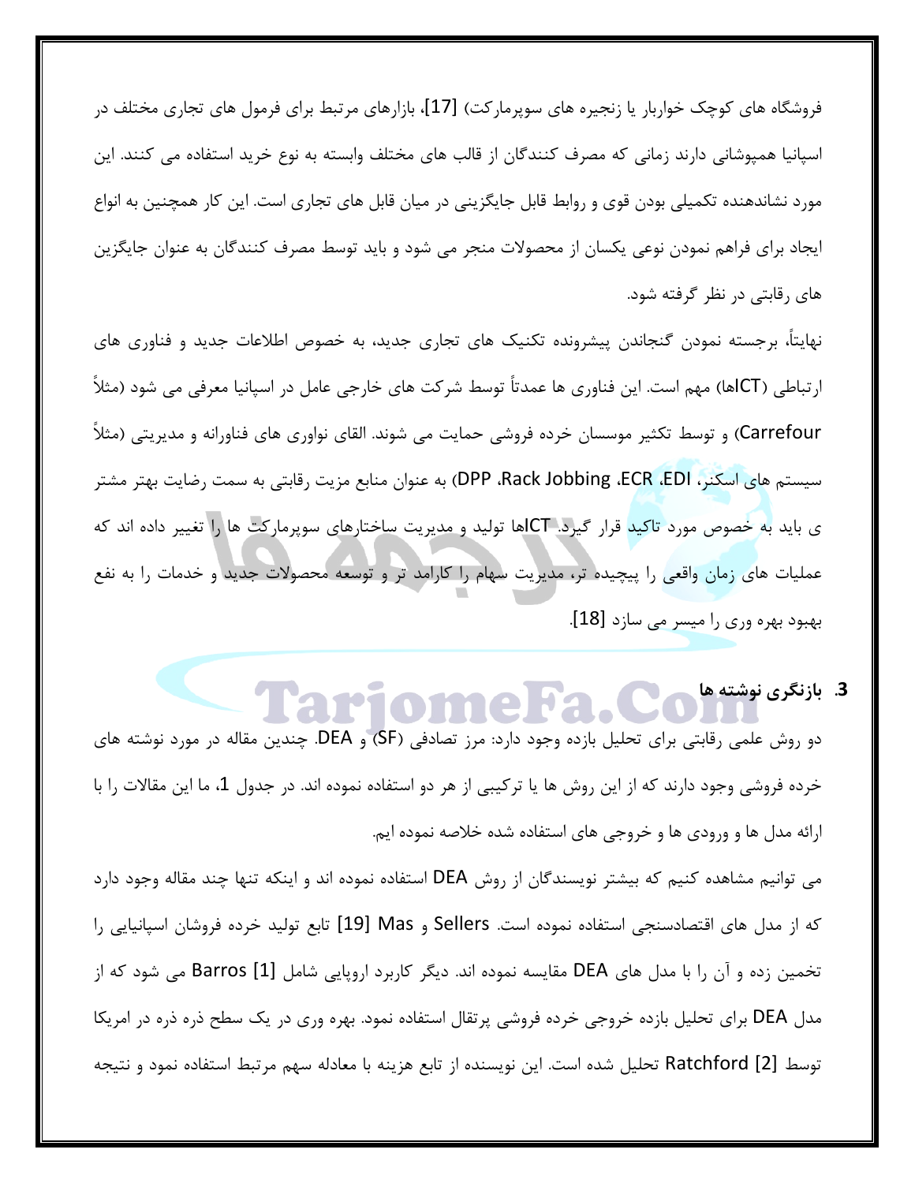فروشگاه های کوچک خواربار یا زنجیره های سوپرمارکت) [17]، بازارهای مرتبط برای فرمول های تجاری مختلف در اسپانیا همپوشانی دارند زمانی که مصرف کنندگان از قالب های مختلف وابسته به نوع خرید استفاده می کنند. این مورد نشاندهنده تکمیلی بودن قوی و روابط قابل جایگزینی در میان قابل های تجاری است. این کار همچنین به انواع ایجاد برای فراهم نمودن نوعی یکسان از محصولات منجر می شود و باید توسط مصرف کنندگان به عنوان جایگزین های رقابتی در نظر گرفته شود.

نهایتاً، برجسته نمودن گنجاندن پیشرونده تکنیک های تجاری جدید، به خصوص اطلاعات جدید و فناوری های ارتباطی (ICTها) مهم است. این فناوری ها عمدتاً توسط شرکت های خارجی عامل در اسپانیا معرفی می شود (مثلاً Carrefour) و توسط تکثیر موسسان خرده فروشی حمایت می شوند. القای نواوری های فناورانه و مدیریتی (مثلاً سیستم های اسکنر، EDI، ECR، Rack Jobbing، DPP) به عنوان منابع مزیت رقابتی به سمت رضایت بهتر مشتر ی باید به خصوص مورد تاکید قرار گیرد. ICTها تولید و مدیریت ساختارهای سوپرمارکت ها را تغییر داده اند که عملیات های زمان واقعی را پیچیده تر، مدیریت سهام را کارامد تر و توسعه محصولات جدید و خدمات را به نفع بهبود بهره وری را میسر می سازد [18].

## 3. بازنگری نوشته ها

دو روش علمی رقابتی برای تحلیل بازده وجود دارد: مرز تصادفی (SF) و DEA. چندین مقاله در مورد نوشته های خرده فروشی وجود دارند که از این روش ها یا ترکیبی از هر دو استفاده نموده اند. در جدول 1، ما این مقالات را با ارائه مدل ها و ورودی ها و خروجی های استفاده شده خلاصه نموده ایم.

می توانیم مشاهده کنیم که بیشتر نویسندگان از روش DEA استفاده نموده اند و اینکه تنها چند مقاله وجود دارد که از مدل های اقتصادسنجی استفاده نموده است. Sellers و Mas [19] تابع تولید خرده فروشان اسپانیایی را تخمین زده و آن را با مدل های DEA مقایسه نموده اند. دیگر کاربرد اروپایی شامل Barros [1] می شود که از مدل DEA برای تحلیل بازده خروجی خرده فروشی پرتقال استفاده نمود. بهره وری در یک سطح ذره ذره در امریکا توسط Ratchford [2] تحلیل شده است. این نویسنده از تابع هزینه با معادله سهم مرتبط استفاده نمود و نتیجه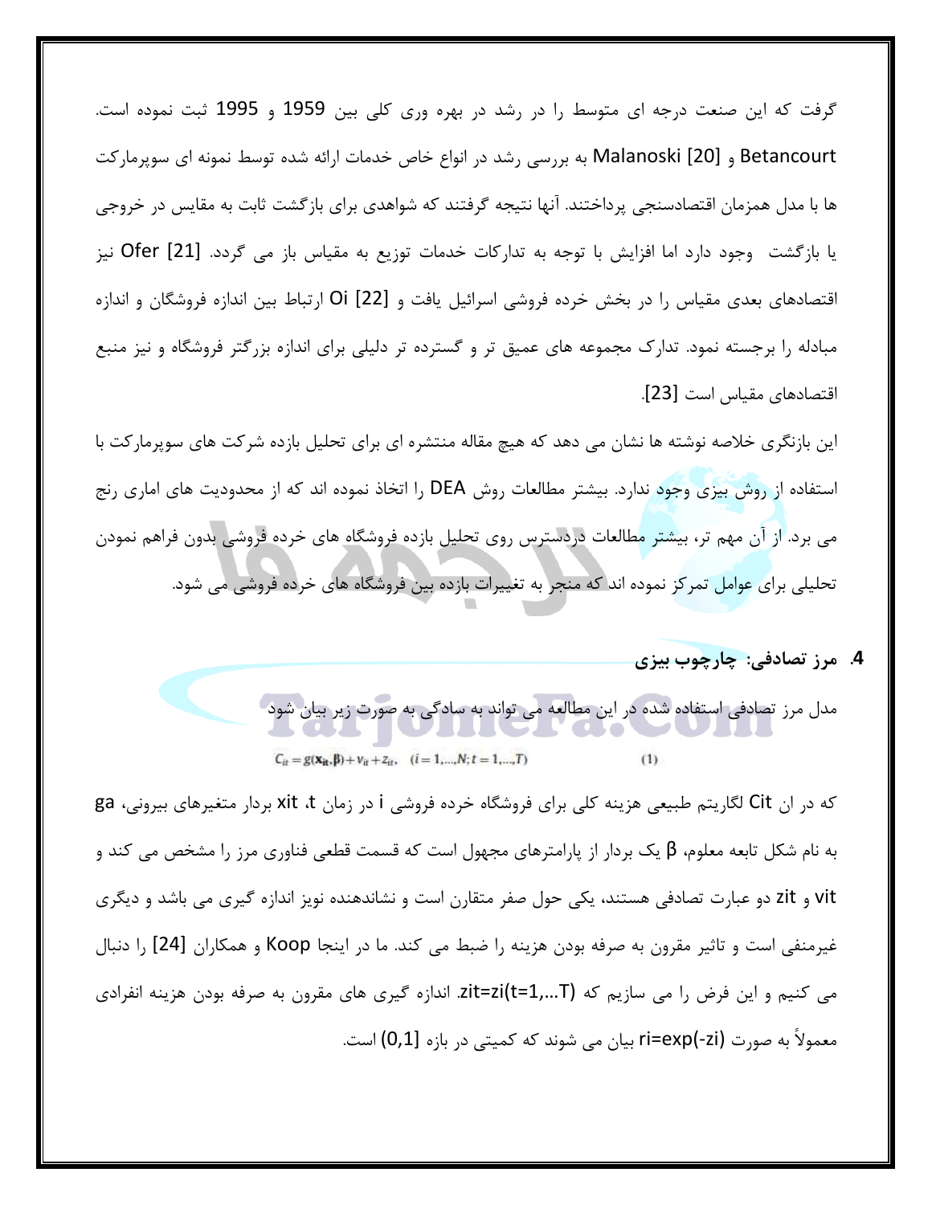گرفت که این صنعت درجه ای متوسط را در رشد در بهره وری کلی بین 1959 و 1995 ثبت نموده است. Betancourt و Malanoski [20] به بررسی رشد در انواع خاص خدمات ارائه شده توسط نمونه ای سوپرمارکت ها با مدل همزمان اقتصادسنجی پرداختند. آنها نتیجه گرفتند که شواهدی برای بازگشت ثابت به مقیاس در خروجی یا بازگشت  وجود دارد اما افزایش با توجه به تدارکات خدمات توزیع به مقیاس باز می گردد. Ofer [21] نیز اقتصادهای بعدی مقیاس را در بخش خرده فروشی اسرائیل یافت و Oi [22] ارتباط بین اندازه فروشگان و اندازه مبادله را برجسته نمود. تدارک مجموعه های عمیق تر و گسترده تر دلیلی برای اندازه بزرگتر فروشگاه و نیز منبع اقتصادهای مقیاس است [23].

این بازنگری خلاصه نوشته ها نشان می دهد که هیچ مقاله منتشره ای برای تحلیل بازده شرکت های سوپرمارکت با استفاده از روش بیزی وجود ندارد. بیشتر مطالعات روش DEA را اتخاذ نموده اند که از محدودیت های اماری رنج می برد. از آن مهم تر، بیشتر مطالعات دردسترس روی تحلیل بازده فروشگاه های خرده فروشی بدون فراهم نمودن تحلیلی برای عوامل تمرکز نموده اند که منجر به تغییرات بازده بین فروشگاه های خرده فروشی می شود.

## 4. مرز تصادفی: چارچوب بیزی

مدل مرز تصادفی استفاده شده در این مطالعه می تواند به سادگی به صورت زیر بیان شود

$$C_{it} = g(\mathbf{x}_{it}, \boldsymbol{\beta}) + v_{it} + z_{it}, \quad (i = 1,\ldots,N; t = 1,\ldots,T) \tag{1}$$

که در ان $C_{it}$ لگاریتم طبیعی هزینه کلی برای فروشگاه خرده فروشی i در زمان t، $x_{it}$ بردار متغیرهای بیرونی، ga به نام شکل تابعه معلوم، β یک بردار از پارامترهای مجهول است که قسمت قطعی فناوری مرز را مشخص می کند و $v_{it}$ و $z_{it}$ دو عبارت تصادفی هستند، یکی حول صفر متقارن است و نشاندهنده نویز اندازه گیری می باشد و دیگری غیرمنفی است و تاثیر مقرون به صرفه بودن هزینه را ضبط می کند. ما در اینجا Koop و همکاران [24] را دنبال می کنیم و این فرض را می سازیم که $z_{it}=z_i (t=1,\ldots T)$. اندازه گیری های مقرون به صرفه بودن هزینه انفرادی معمولاً به صورت $r_i=\exp(-z_i)$ بیان می شوند که کمیتی در بازه [0,1] است.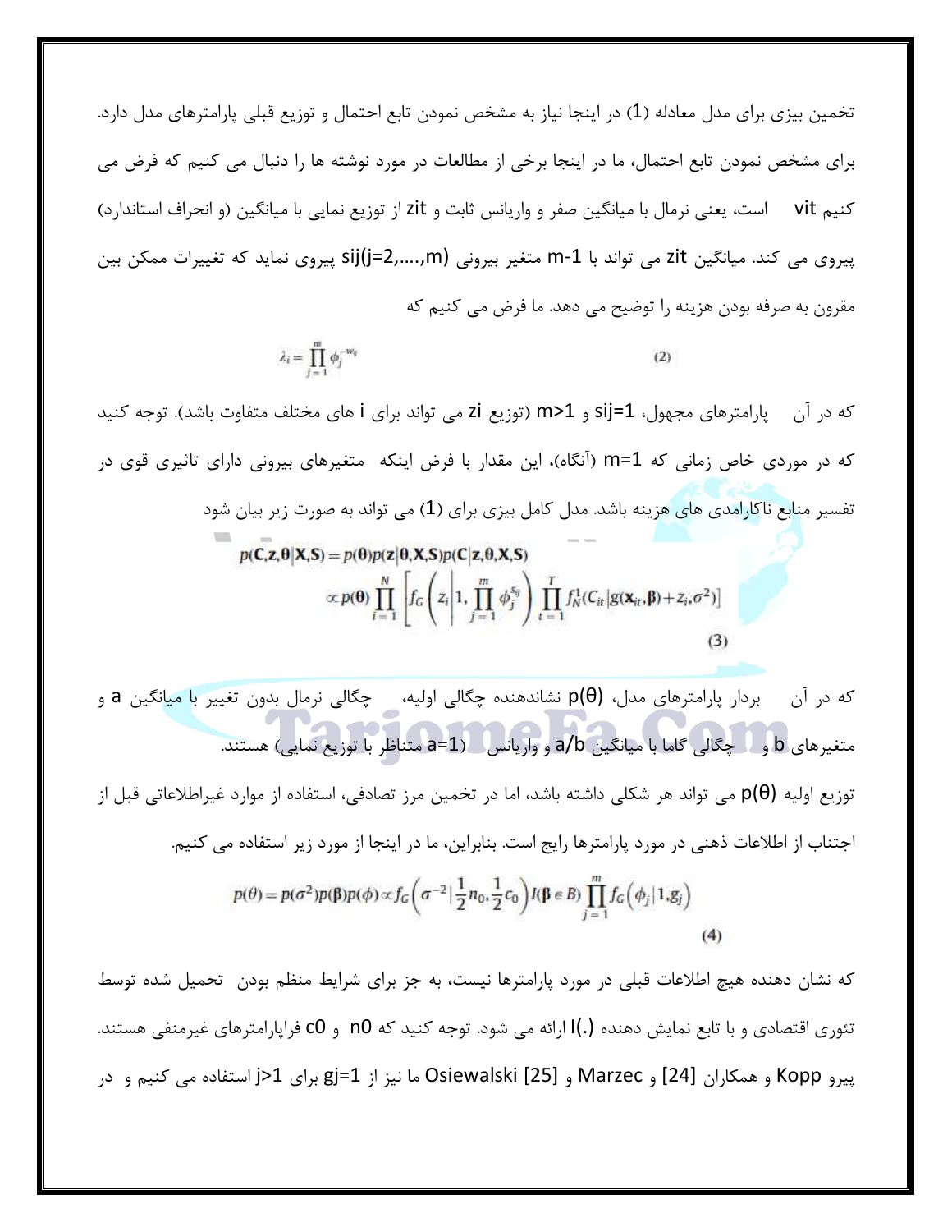تخمین بیزی برای مدل معادله (1) در اینجا نیاز به مشخص نمودن تابع احتمال و توزیع قبلی پارامترهای مدل دارد. برای مشخص نمودن تابع احتمال، ما در اینجا برخی از مطالعات در مورد نوشته ها را دنبال می کنیم که فرض می کنیم vit است، یعنی نرمال با میانگین صفر و واریانس ثابت و zit از توزیع نمایی با میانگین (و انحراف استاندارد) پیروی می کند. میانگین zit می تواند با m-1 متغیر بیرونی sij(j=2,….,m) پیروی نماید که تغییرات ممکن بین مقرون به صرفه بودن هزینه را توضیح می دهد. ما فرض می کنیم که

$$\lambda_i = \prod_{j=1}^{m} \phi_j^{-w_{ij}} \qquad (2)$$

که در آن پارامترهای مجهول، sij=1 و m>1 (توزیع zi می تواند برای i های مختلف متفاوت باشد). توجه کنید که در موردی خاص زمانی که m=1 (آنگاه)، این مقدار با فرض اینکه متغیرهای بیرونی دارای تاثیری قوی در تفسیر منابع ناکارامدی های هزینه باشد. مدل کامل بیزی برای (1) می تواند به صورت زیر بیان شود

$$p(\mathbf{C},\mathbf{z},\boldsymbol{\theta}|\mathbf{X},\mathbf{S}) = p(\boldsymbol{\theta})p(\mathbf{z}|\boldsymbol{\theta},\mathbf{X},\mathbf{S})p(\mathbf{C}|\mathbf{z},\boldsymbol{\theta},\mathbf{X},\mathbf{S}) \propto p(\boldsymbol{\theta}) \prod_{i=1}^{N} \left[ f_G\left(z_i \middle| 1, \prod_{j=1}^{m} \phi_j^{s_{ij}}\right) \prod_{t=1}^{T} f_N^1(C_{it}|g(\mathbf{x}_{it},\boldsymbol{\beta})+z_i,\sigma^2) \right] \qquad (3)$$

که در آن بردار پارامترهای مدل، p(θ) نشاندهنده چگالی اولیه، چگالی نرمال بدون تغییر با میانگین a و متغیرهای b و چگالی گاما با میانگین a/b و واریانس (a=1 متناظر با توزیع نمایی) هستند.

توزیع اولیه p(θ) می تواند هر شکلی داشته باشد، اما در تخمین مرز تصادفی، استفاده از موارد غیراطلاعاتی قبل از اجتناب از اطلاعات ذهنی در مورد پارامترها رایج است. بنابراین، ما در اینجا از مورد زیر استفاده می کنیم.

$$p(\theta) = p(\sigma^2)p(\boldsymbol{\beta})p(\phi) \propto f_G\left(\sigma^{-2}\middle|\frac{1}{2}n_0,\frac{1}{2}c_0\right) I(\boldsymbol{\beta}\in B) \prod_{j=1}^{m} f_G\left(\phi_j|1,g_j\right) \qquad (4)$$

که نشان دهنده هیچ اطلاعات قبلی در مورد پارامترها نیست، به جز برای شرایط منظم بودن تحمیل شده توسط تئوری اقتصادی و با تابع نمایش دهنده I(.) ارائه می شود. توجه کنید که n0 و c0 فراپارامترهای غیرمنفی هستند. پیرو Kopp و همکاران [24] و Marzec و Osiewalski [25] ما نیز از gj=1 برای j>1 استفاده می کنیم و در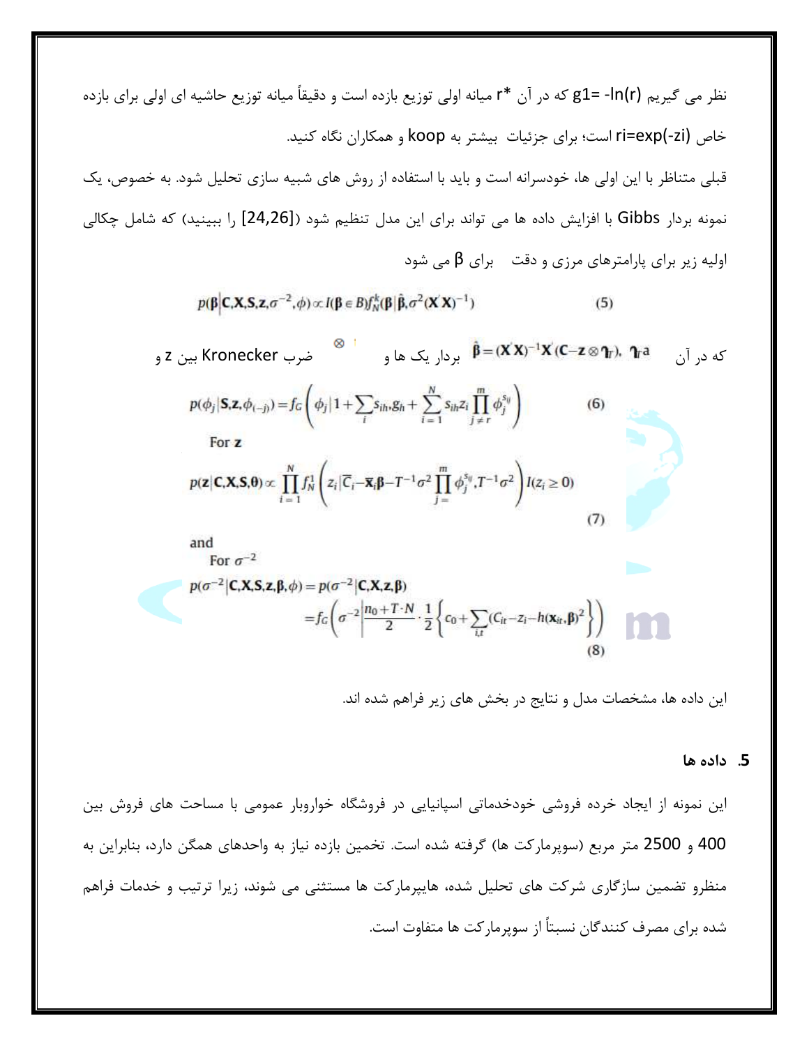نظر می گیریم $g1= -\ln(r)$ که در آن $r^*$ میانه اولی توزیع بازده است و دقیقاً میانه توزیع حاشیه ای اولی برای بازده خاص $r_i=\exp(-z_i)$ است؛ برای جزئیات بیشتر به koop و همکاران نگاه کنید.

قبلی متناظر با این اولی ها، خودسرانه است و باید با استفاده از روش های شبیه سازی تحلیل شود. به خصوص، یک نمونه بردار Gibbs با افزایش داده ها می تواند برای این مدل تنظیم شود ([24,26] را ببینید) که شامل چکالی اولیه زیر برای پارامترهای مرزی و دقت برای $\beta$ می شود

$$p(\boldsymbol{\beta}|\mathbf{C},\mathbf{X},\mathbf{S},\mathbf{z},\sigma^{-2},\phi) \propto I(\boldsymbol{\beta} \in B) f_N^k(\boldsymbol{\beta}|\hat{\boldsymbol{\beta}},\sigma^2(\mathbf{X}'\mathbf{X})^{-1}) \tag{5}$$

که در آن $\hat{\boldsymbol{\beta}} = (\mathbf{X}'\mathbf{X})^{-1}\mathbf{X}'(\mathbf{C} - \mathbf{z} \otimes \boldsymbol{\iota}_T)$، $\boldsymbol{\iota}_T$ بردار یک ها و $\otimes$ ضرب Kronecker بین z و

$$p(\phi_j|\mathbf{S},\mathbf{z},\phi_{(-j)}) = f_G\left(\phi_j \Big| 1 + \sum_i s_{ih} g_h + \sum_{i=1}^{N} s_{ih} z_i \prod_{j \neq r}^{m} \phi_j^{s_{ij}}\right) \tag{6}$$

For $\mathbf{z}$

$$p(\mathbf{z}|\mathbf{C},\mathbf{X},\mathbf{S},\boldsymbol{\theta}) \propto \prod_{i=1}^{N} f_N^1\left(z_i \Big| \overline{C}_i - \overline{\mathbf{x}}_i\boldsymbol{\beta} - T^{-1}\sigma^2 \prod_{j=}^{m} \phi_j^{s_{ij}}, T^{-1}\sigma^2\right) I(z_i \geq 0) \tag{7}$$

and

For $\sigma^{-2}$

$$p(\sigma^{-2}|\mathbf{C},\mathbf{X},\mathbf{S},\mathbf{z},\boldsymbol{\beta},\phi) = p(\sigma^{-2}|\mathbf{C},\mathbf{X},\mathbf{z},\boldsymbol{\beta}) = f_G\left(\sigma^{-2}\Big|\frac{n_0 + T \cdot N}{2} \cdot \frac{1}{2}\left\{c_0 + \sum_{i,t}(C_{it} - z_i - h(\mathbf{x}_{it},\boldsymbol{\beta})^2\right\}\right) \tag{8}$$

این داده ها، مشخصات مدل و نتایج در بخش های زیر فراهم شده اند.

## 5. داده ها

این نمونه از ایجاد خرده فروشی خودخدماتی اسپانیایی در فروشگاه خواروبار عمومی با مساحت های فروش بین 400 و 2500 متر مربع (سوپرمارکت ها) گرفته شده است. تخمین بازده نیاز به واحدهای همگن دارد، بنابراین به منظرو تضمین سازگاری شرکت های تحلیل شده، هایپرمارکت ها مستثنی می شوند، زیرا ترتیب و خدمات فراهم شده برای مصرف کنندگان نسبتاً از سوپرمارکت ها متفاوت است.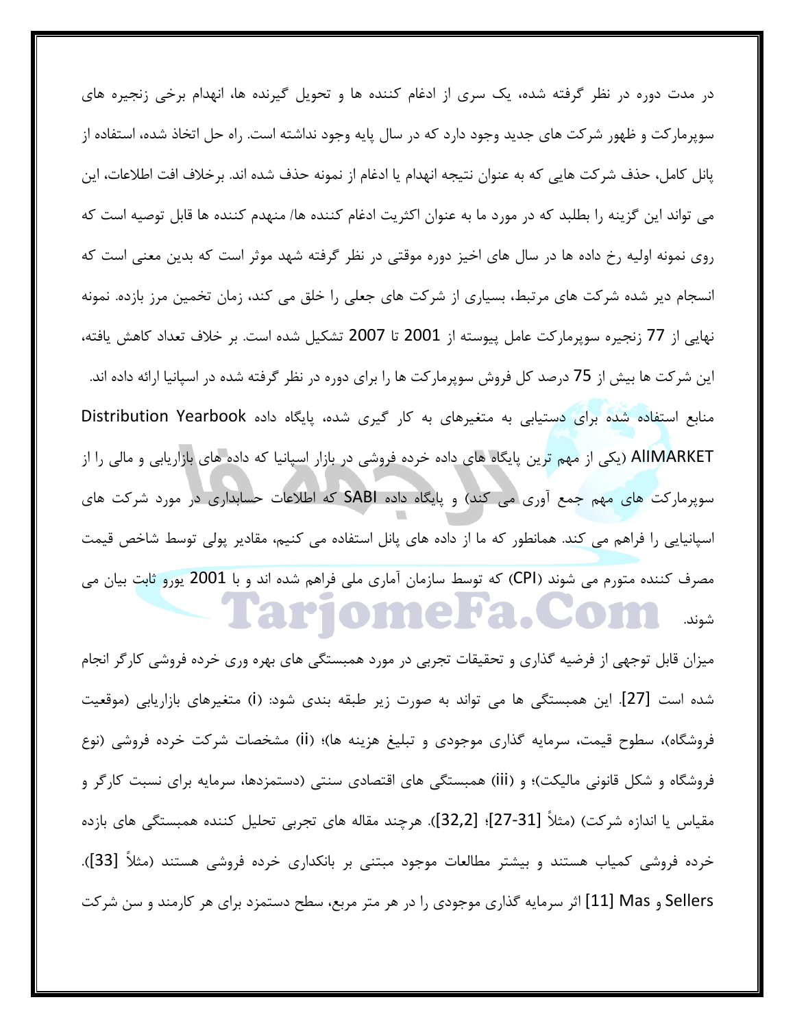در مدت دوره در نظر گرفته شده، یک سری از ادغام کننده ها و تحویل گیرنده ها، انهدام برخی زنجیره های سوپرمارکت و ظهور شرکت های جدید وجود دارد که در سال پایه وجود نداشته است. راه حل اتخاذ شده، استفاده از پانل کامل، حذف شرکت هایی که به عنوان نتیجه انهدام یا ادغام از نمونه حذف شده اند. برخلاف افت اطلاعات، این می تواند این گزینه را بطلبد که در مورد ما به عنوان اکثریت ادغام کننده ها/ منهدم کننده ها قابل توصیه است که روی نمونه اولیه رخ داده ها در سال های اخیز دوره موقتی در نظر گرفته شهد موثر است که بدین معنی است که انسجام دیر شده شرکت های مرتبط، بسیاری از شرکت های جعلی را خلق می کند، زمان تخمین مرز بازده. نمونه نهایی از 77 زنجیره سوپرمارکت عامل پیوسته از 2001 تا 2007 تشکیل شده است. بر خلاف تعداد کاهش یافته، این شرکت ها بیش از 75 درصد کل فروش سوپرمارکت ها را برای دوره در نظر گرفته شده در اسپانیا ارائه داده اند. منابع استفاده شده برای دستیابی به متغیرهای به کار گیری شده، پایگاه داده Distribution Yearbook AllMARKET (یکی از مهم ترین پایگاه های داده خرده فروشی در بازار اسپانیا که داده های بازاریابی و مالی را از سوپرمارکت های مهم جمع آوری می کند) و پایگاه داده SABI که اطلاعات حسابداری در مورد شرکت های اسپانیایی را فراهم می کند. همانطور که ما از داده های پانل استفاده می کنیم، مقادیر پولی توسط شاخص قیمت مصرف کننده متورم می شوند (CPI) که توسط سازمان آماری ملی فراهم شده اند و با 2001 یورو ثابت بیان می شوند.

میزان قابل توجهی از فرضیه گذاری و تحقیقات تجربی در مورد همبستگی های بهره وری خرده فروشی کارگر انجام شده است [27]. این همبستگی ها می تواند به صورت زیر طبقه بندی شود: (i) متغیرهای بازاریابی (موقعیت فروشگاه)، سطوح قیمت، سرمایه گذاری موجودی و تبلیغ هزینه ها)؛ (ii) مشخصات شرکت خرده فروشی (نوع فروشگاه و شکل قانونی مالیکت)؛ و (iii) همبستگی های اقتصادی سنتی (دستمزدها، سرمایه برای نسبت کارگر و مقیاس یا اندازه شرکت) (مثلاً [27-31]؛ [32,2]). هرچند مقاله های تجربی تحلیل کننده همبستگی های بازده خرده فروشی کمیاب هستند و بیشتر مطالعات موجود مبتنی بر بانکداری خرده فروشی هستند (مثلاً [33]). Sellers و Mas [11] اثر سرمایه گذاری موجودی را در هر متر مربع، سطح دستمزد برای هر کارمند و سن شرکت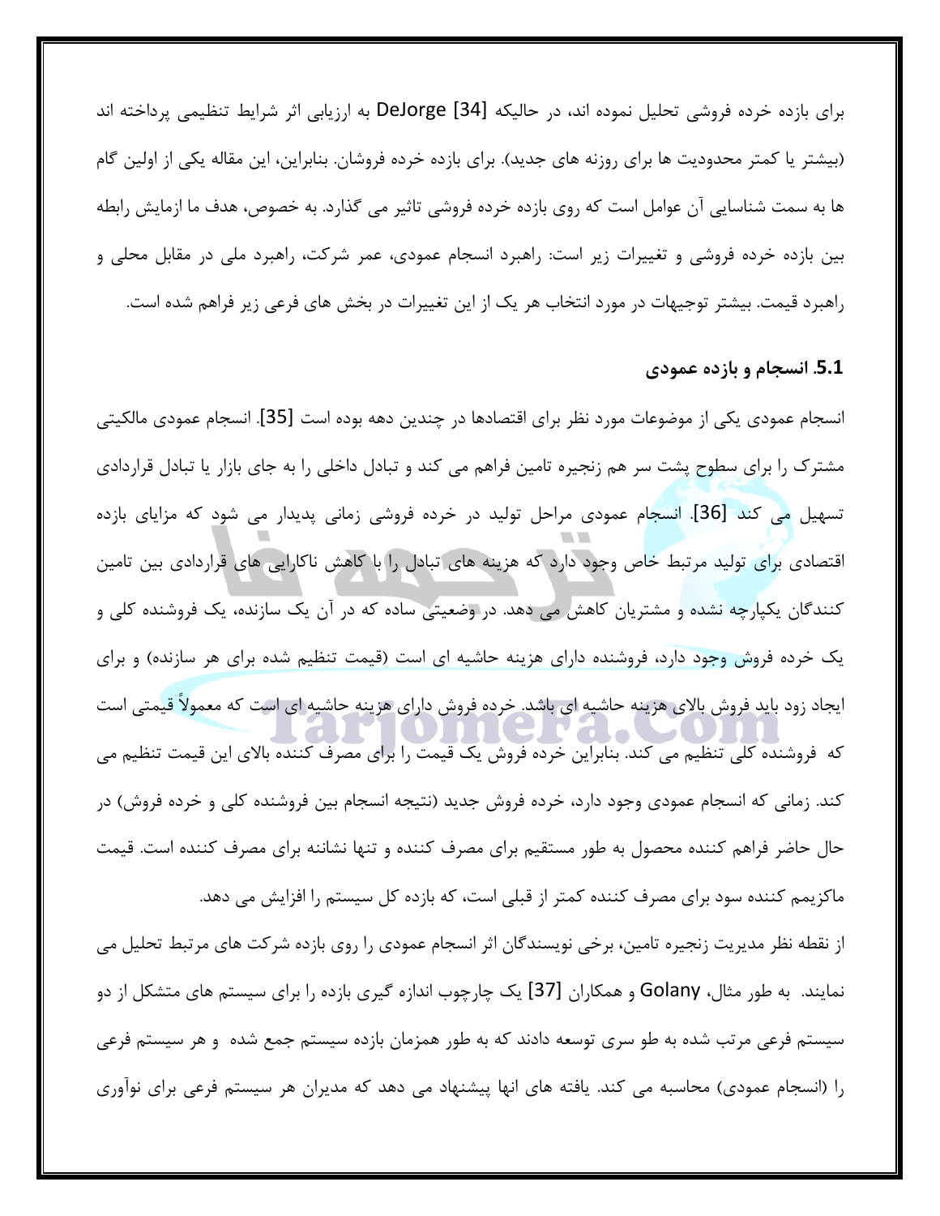برای بازده خرده فروشی تحلیل نموده اند، در حالیکه DeJorge [34] به ارزیابی اثر شرایط تنظیمی پرداخته اند (بیشتر یا کمتر محدودیت ها برای روزنه های جدید). برای بازده خرده فروشان. بنابراین، این مقاله یکی از اولین گام ها به سمت شناسایی آن عوامل است که روی بازده خرده فروشی تاثیر می گذارد. به خصوص، هدف ما ازمایش رابطه بین بازده خرده فروشی و تغییرات زیر است: راهبرد انسجام عمودی، عمر شرکت، راهبرد ملی در مقابل محلی و راهبرد قیمت. بیشتر توجیهات در مورد انتخاب هر یک از این تغییرات در بخش های فرعی زیر فراهم شده است.

### 5.1. انسجام و بازده عمودی

انسجام عمودی یکی از موضوعات مورد نظر برای اقتصادها در چندین دهه بوده است [35]. انسجام عمودی مالکیتی مشترک را برای سطوح پشت سر هم زنجیره تامین فراهم می کند و تبادل داخلی را به جای بازار یا تبادل قراردادی تسهیل می کند [36]. انسجام عمودی مراحل تولید در خرده فروشی زمانی پدیدار می شود که مزایای بازده اقتصادی برای تولید مرتبط خاص وجود دارد که هزینه های تبادل را با کاهش ناکارایی های قراردادی بین تامین کنندگان یکپارچه نشده و مشتریان کاهش می دهد. در وضعیتی ساده که در آن یک سازنده، یک فروشنده کلی و یک خرده فروش وجود دارد، فروشنده دارای هزینه حاشیه ای است (قیمت تنظیم شده برای هر سازنده) و برای ایجاد زود باید فروش بالای هزینه حاشیه ای باشد. خرده فروش دارای هزینه حاشیه ای است که معمولاً قیمتی است که فروشنده کلی تنظیم می کند. بنابراین خرده فروش یک قیمت را برای مصرف کننده بالای این قیمت تنظیم می کند. زمانی که انسجام عمودی وجود دارد، خرده فروش جدید (نتیجه انسجام بین فروشنده کلی و خرده فروش) در حال حاضر فراهم کننده محصول به طور مستقیم برای مصرف کننده و تنها نشانه برای مصرف کننده است. قیمت ماکزیمم کننده سود برای مصرف کننده کمتر از قبلی است، که بازده کل سیستم را افزایش می دهد.

از نقطه نظر مدیریت زنجیره تامین، برخی نویسندگان اثر انسجام عمودی را روی بازده شرکت های مرتبط تحلیل می نمایند. به طور مثال، Golany و همکاران [37] یک چارچوب اندازه گیری بازده را برای سیستم های متشکل از دو سیستم فرعی مرتب شده به طو سری توسعه دادند که به طور همزمان بازده سیستم جمع شده و هر سیستم فرعی را (انسجام عمودی) محاسبه می کند. یافته های انها پیشنهاد می دهد که مدیران هر سیستم فرعی برای نوآوری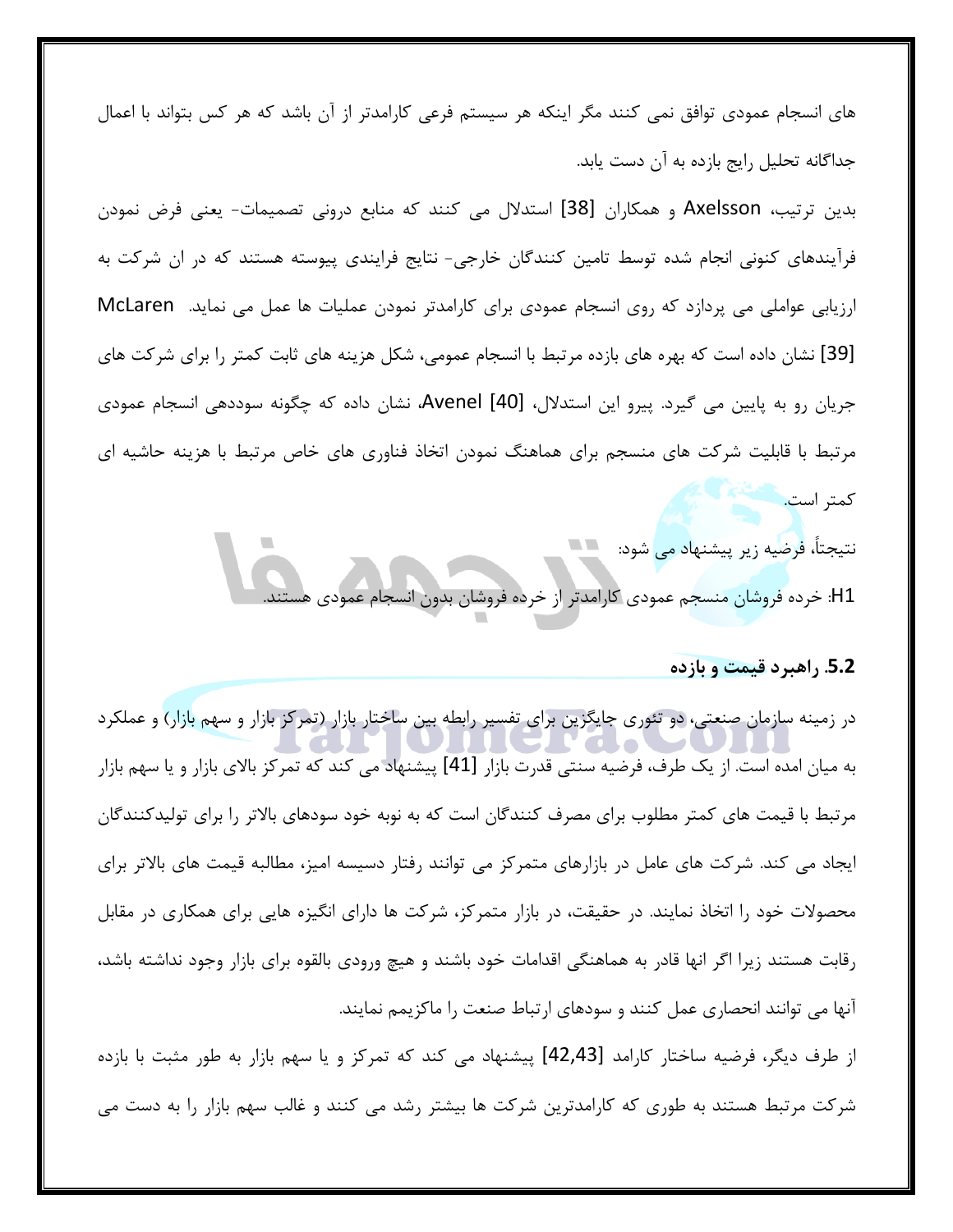های انسجام عمودی توافق نمی کنند مگر اینکه هر سیستم فرعی کارامدتر از آن باشد که هر کس بتواند با اعمال جداگانه تحلیل رایج بازده به آن دست یابد.

بدین ترتیب، Axelsson و همکاران [38] استدلال می کنند که منابع درونی تصمیمات- یعنی فرض نمودن فرآیندهای کنونی انجام شده توسط تامین کنندگان خارجی- نتایج فرایندی پیوسته هستند که در ان شرکت به ارزیابی عواملی می پردازد که روی انسجام عمودی برای کارامدتر نمودن عملیات ها عمل می نماید. McLaren [39] نشان داده است که بهره های بازده مرتبط با انسجام عمومی، شکل هزینه های ثابت کمتر را برای شرکت های جریان رو به پایین می گیرد. پیرو این استدلال، Avenel [40]، نشان داده که چگونه سوددهی انسجام عمودی مرتبط با قابلیت شرکت های منسجم برای هماهنگ نمودن اتخاذ فناوری های خاص مرتبط با هزینه حاشیه ای کمتر است.

نتیجتاً، فرضیه زیر پیشنهاد می شود:

H1: خرده فروشان منسجم عمودی کارامدتر از خرده فروشان بدون انسجام عمودی هستند.

### 5.2. راهبرد قیمت و بازده

در زمینه سازمان صنعتی، دو تئوری جایگزین برای تفسیر رابطه بین ساختار بازار (تمرکز بازار و سهم بازار) و عملکرد به میان امده است. از یک طرف، فرضیه سنتی قدرت بازار [41] پیشنهاد می کند که تمرکز بالای بازار و یا سهم بازار مرتبط با قیمت های کمتر مطلوب برای مصرف کنندگان است که به نوبه خود سودهای بالاتر را برای تولیدکنندگان ایجاد می کند. شرکت های عامل در بازارهای متمرکز می توانند رفتار دسیسه امیز، مطالبه قیمت های بالاتر برای محصولات خود را اتخاذ نمایند. در حقیقت، در بازار متمرکز، شرکت ها دارای انگیزه هایی برای همکاری در مقابل رقابت هستند زیرا اگر انها قادر به هماهنگی اقدامات خود باشند و هیچ ورودی بالقوه برای بازار وجود نداشته باشد، آنها می توانند انحصاری عمل کنند و سودهای ارتباط صنعت را ماکزیمم نمایند.

از طرف دیگر، فرضیه ساختار کارامد [42,43] پیشنهاد می کند که تمرکز و یا سهم بازار به طور مثبت با بازده شرکت مرتبط هستند به طوری که کارامدترین شرکت ها بیشتر رشد می کنند و غالب سهم بازار را به دست می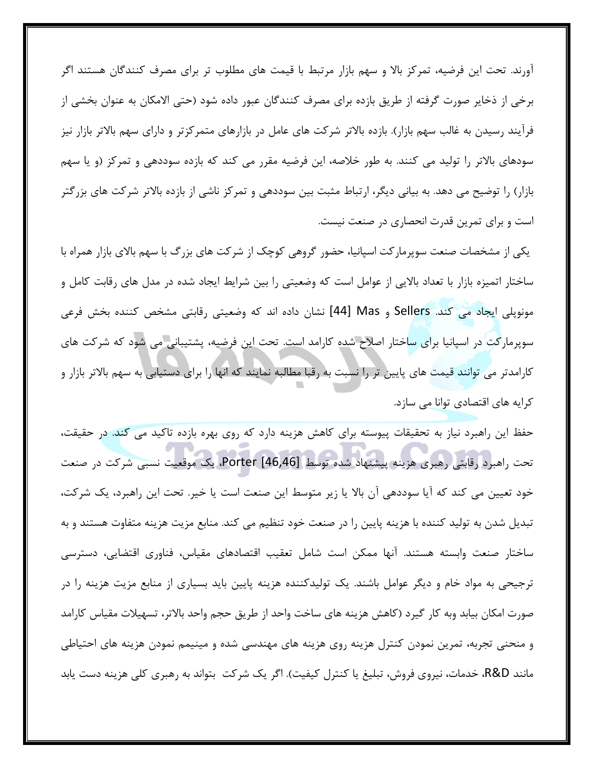آورند. تحت این فرضیه، تمرکز بالا و سهم بازار مرتبط با قیمت های مطلوب تر برای مصرف کنندگان هستند اگر برخی از ذخایر صورت گرفته از طریق بازده برای مصرف کنندگان عبور داده شود (حتی الامکان به عنوان بخشی از فرآیند رسیدن به غالب سهم بازار). بازده بالاتر شرکت های عامل در بازارهای متمرکزتر و دارای سهم بالاتر بازار نیز سودهای بالاتر را تولید می کنند. به طور خلاصه، این فرضیه مقرر می کند که بازده سوددهی و تمرکز (و یا سهم بازار) را توضیح می دهد. به بیانی دیگر، ارتباط مثبت بین سوددهی و تمرکز ناشی از بازده بالاتر شرکت های بزرگتر است و برای تمرین قدرت انحصاری در صنعت نیست.

یکی از مشخصات صنعت سوپرمارکت اسپانیا، حضور گروهی کوچک از شرکت های بزرگ با سهم بالای بازار همراه با ساختار اتمیزه بازار با تعداد بالایی از عوامل است که وضعیتی را بین شرایط ایجاد شده در مدل های رقابت کامل و مونوپلی ایجاد می کند. Sellers و Mas [44] نشان داده اند که وضعیت رقابتی مشخص کننده بخش فرعی سوپرمارکت در اسپانیا برای ساختار اصلاح شده کارامد است. تحت این فرضیه، پشتیبانی می شود که شرکت های کارامدتر می توانند قیمت های پایین تر را نسبت به رقبا مطالبه نمایند که انها را برای دستیابی به سهم بالاتر بازار و کرایه های اقتصادی توانا می سازد.

حفظ این راهبرد نیاز به تحقیقات پیوسته برای کاهش هزینه دارد که روی بهره بازده تاکید می کند. در حقیقت، تحت راهبرد رقابتی رهبری هزینه پیشنهاد شده توسط Porter [46,46]، یک موقعیت نسبی شرکت در صنعت خود تعیین می کند که آیا سوددهی آن بالا یا زیر متوسط این صنعت است یا خیر. تحت این راهبرد، یک شرکت، تبدیل شدن به تولید کننده با هزینه پایین را در صنعت خود تنظیم می کند. منابع مزیت هزینه متفاوت هستند و به ساختار صنعت وابسته هستند. آنها ممکن است شامل تعقیب اقتصادهای مقیاس، فناوری اقتضایی، دسترسی ترجیحی به مواد خام و دیگر عوامل باشند. یک تولیدکننده هزینه پایین باید بسیاری از منابع مزیت هزینه را در صورت امکان بیابد وبه کار گیرد (کاهش هزینه های ساخت واحد از طریق حجم واحد بالاتر، تسهیلات مقیاس کارامد و منحنی تجربه، تمرین نمودن کنترل هزینه روی هزینه های مهندسی شده و مینیمم نمودن هزینه های احتیاطی مانند R&D، خدمات، نیروی فروش، تبلیغ یا کنترل کیفیت). اگر یک شرکت بتواند به رهبری کلی هزینه دست یابد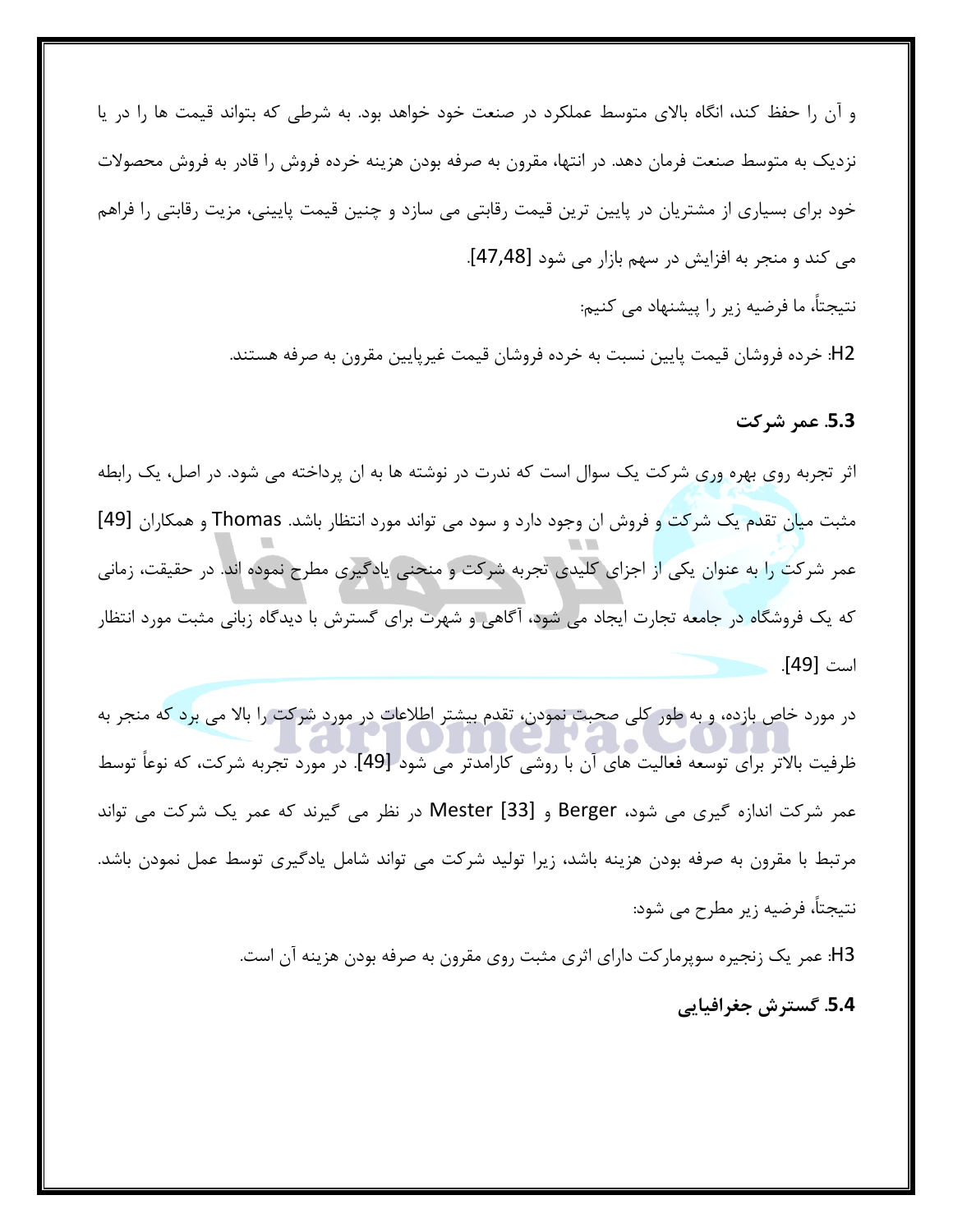و آن را حفظ کند، انگاه بالای متوسط عملکرد در صنعت خود خواهد بود. به شرطی که بتواند قیمت ها را در یا نزدیک به متوسط صنعت فرمان دهد. در انتها، مقرون به صرفه بودن هزینه خرده فروش را قادر به فروش محصولات خود برای بسیاری از مشتریان در پایین ترین قیمت رقابتی می سازد و چنین قیمت پایینی، مزیت رقابتی را فراهم می کند و منجر به افزایش در سهم بازار می شود [47,48].

نتیجتاً، ما فرضیه زیر را پیشنهاد می کنیم:

H2: خرده فروشان قیمت پایین نسبت به خرده فروشان قیمت غیرپایین مقرون به صرفه هستند.

### 5.3. عمر شرکت

اثر تجربه روی بهره وری شرکت یک سوال است که ندرت در نوشته ها به ان پرداخته می شود. در اصل، یک رابطه مثبت میان تقدم یک شرکت و فروش ان وجود دارد و سود می تواند مورد انتظار باشد. Thomas و همکاران [49] عمر شرکت را به عنوان یکی از اجزای کلیدی تجربه شرکت و منحنی یادگیری مطرح نموده اند. در حقیقت، زمانی که یک فروشگاه در جامعه تجارت ایجاد می شود، آگاهی و شهرت برای گسترش با دیدگاه زبانی مثبت مورد انتظار است [49].

در مورد خاص بازده، و به طور کلی صحبت نمودن، تقدم بیشتر اطلاعات در مورد شرکت را بالا می برد که منجر به ظرفیت بالاتر برای توسعه فعالیت های آن با روشی کارامدتر می شود [49]. در مورد تجربه شرکت، که نوعاً توسط عمر شرکت اندازه گیری می شود، Berger و Mester [33] در نظر می گیرند که عمر یک شرکت می تواند مرتبط با مقرون به صرفه بودن هزینه باشد، زیرا تولید شرکت می تواند شامل یادگیری توسط عمل نمودن باشد. نتیجتاً، فرضیه زیر مطرح می شود:

H3: عمر یک زنجیره سوپرمارکت دارای اثری مثبت روی مقرون به صرفه بودن هزینه آن است.

### 5.4. گسترش جغرافیایی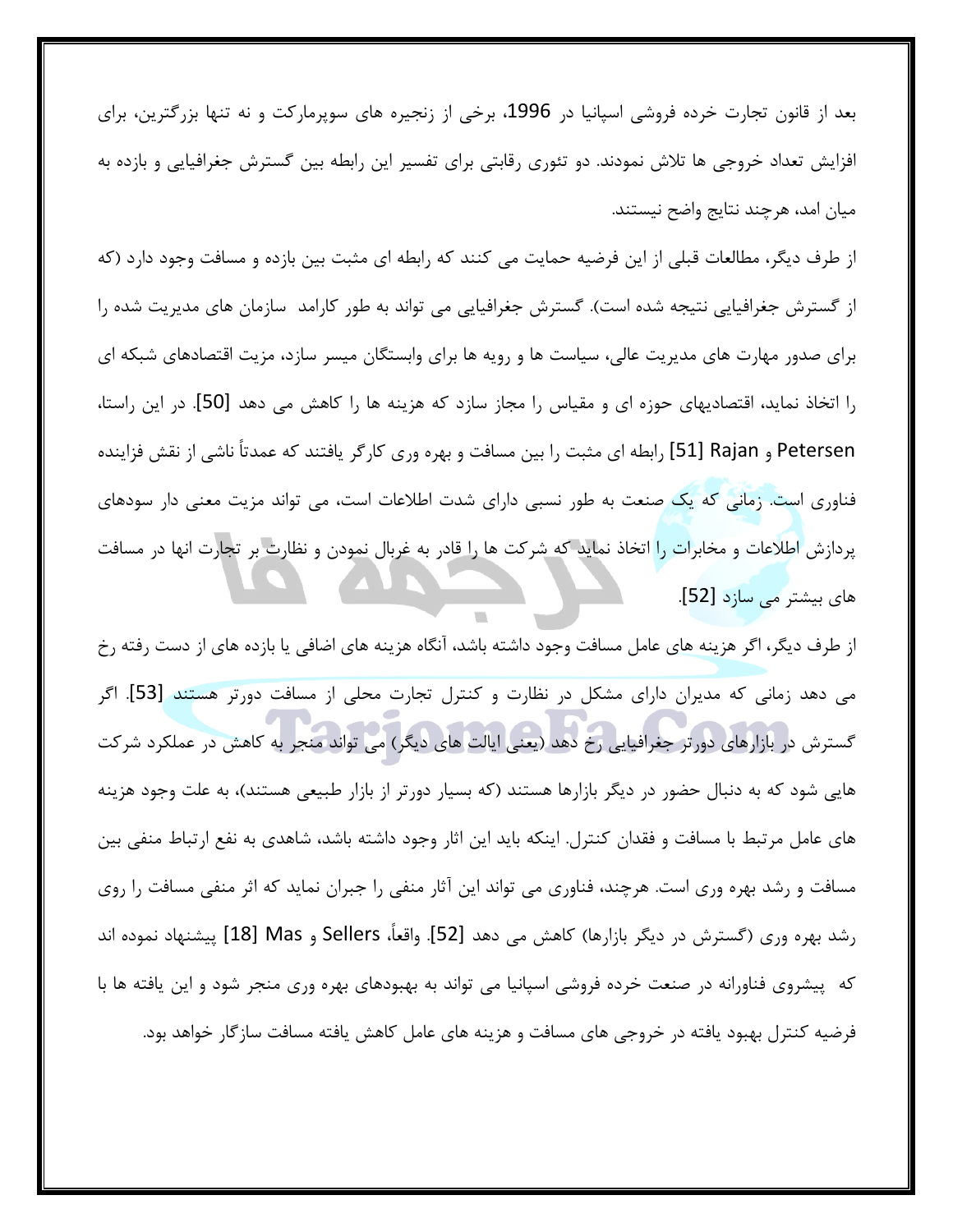بعد از قانون تجارت خرده فروشی اسپانیا در 1996، برخی از زنجیره های سوپرمارکت و نه تنها بزرگترین، برای افزایش تعداد خروجی ها تلاش نمودند. دو تئوری رقابتی برای تفسیر این رابطه بین گسترش جغرافیایی و بازده به میان امد، هرچند نتایج واضح نیستند.

از طرف دیگر، مطالعات قبلی از این فرضیه حمایت می کنند که رابطه ای مثبت بین بازده و مسافت وجود دارد (که از گسترش جغرافیایی نتیجه شده است). گسترش جغرافیایی می تواند به طور کارامد سازمان های مدیریت شده را برای صدور مهارت های مدیریت عالی، سیاست ها و رویه ها برای وابستگان میسر سازد، مزیت اقتصادهای شبکه ای را اتخاذ نماید، اقتصادیهای حوزه ای و مقیاس را مجاز سازد که هزینه ها را کاهش می دهد [50]. در این راستا، Petersen و Rajan [51] رابطه ای مثبت را بین مسافت و بهره وری کارگر یافتند که عمدتاً ناشی از نقش فزاینده فناوری است. زمانی که یک صنعت به طور نسبی دارای شدت اطلاعات است، می تواند مزیت معنی دار سودهای پردازش اطلاعات و مخابرات را اتخاذ نماید که شرکت ها را قادر به غربال نمودن و نظارت بر تجارت انها در مسافت های بیشتر می سازد [52].

از طرف دیگر، اگر هزینه های عامل مسافت وجود داشته باشد، آنگاه هزینه های اضافی یا بازده های از دست رفته رخ می دهد زمانی که مدیران دارای مشکل در نظارت و کنترل تجارت محلی از مسافت دورتر هستند [53]. اگر گسترش در بازارهای دورتر جغرافیایی رخ دهد (یعنی ایالت های دیگر) می تواند منجر به کاهش در عملکرد شرکت هایی شود که به دنبال حضور در دیگر بازارها هستند (که بسیار دورتر از بازار طبیعی هستند)، به علت وجود هزینه های عامل مرتبط با مسافت و فقدان کنترل. اینکه باید این اثار وجود داشته باشد، شاهدی به نفع ارتباط منفی بین مسافت و رشد بهره وری است. هرچند، فناوری می تواند این آثار منفی را جبران نماید که اثر منفی مسافت را روی رشد بهره وری (گسترش در دیگر بازارها) کاهش می دهد [52]. واقعاً، Sellers و Mas [18] پیشنهاد نموده اند که پیشروی فناورانه در صنعت خرده فروشی اسپانیا می تواند به بهبودهای بهره وری منجر شود و این یافته ها با فرضیه کنترل بهبود یافته در خروجی های مسافت و هزینه های عامل کاهش یافته مسافت سازگار خواهد بود.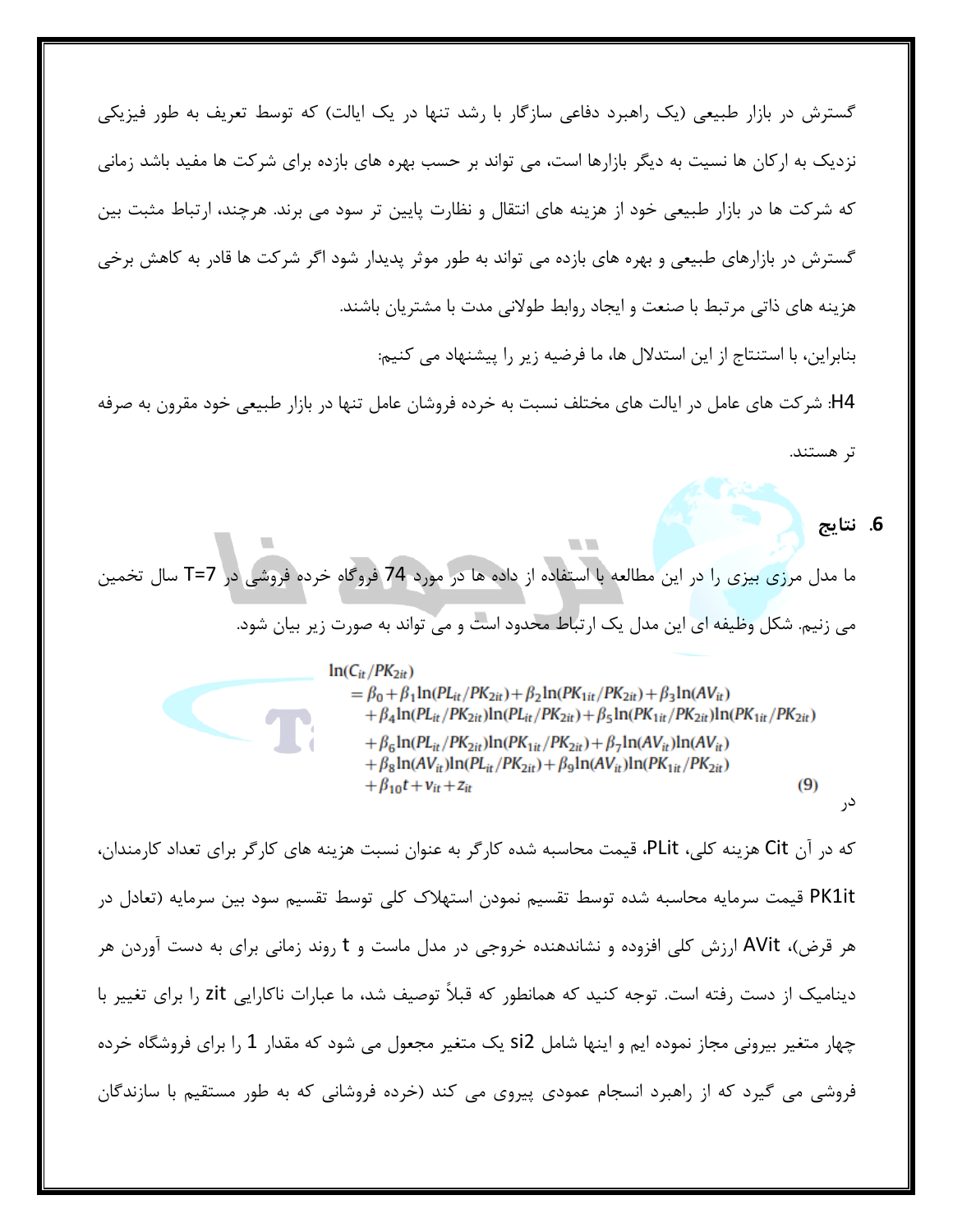گسترش در بازار طبیعی (یک راهبرد دفاعی سازگار با رشد تنها در یک ایالت) که توسط تعریف به طور فیزیکی نزدیک به ارکان ها نسبت به دیگر بازارها است، می تواند بر حسب بهره های بازده برای شرکت ها مفید باشد زمانی که شرکت ها در بازار طبیعی خود از هزینه های انتقال و نظارت پایین تر سود می برند. هرچند، ارتباط مثبت بین گسترش در بازارهای طبیعی و بهره های بازده می تواند به طور موثر پدیدار شود اگر شرکت ها قادر به کاهش برخی هزینه های ذاتی مرتبط با صنعت و ایجاد روابط طولانی مدت با مشتریان باشند.

بنابراین، با استنتاج از این استدلال ها، ما فرضیه زیر را پیشنهاد می کنیم:

H4: شرکت های عامل در ایالت های مختلف نسبت به خرده فروشان عامل تنها در بازار طبیعی خود مقرون به صرفه تر هستند.

## 6. نتایج

ما مدل مرزی بیزی را در این مطالعه با استفاده از داده ها در مورد 74 فروگاه خرده فروشی در T=7 سال تخمین می زنیم. شکل وظیفه ای این مدل یک ارتباط محدود است و می تواند به صورت زیر بیان شود.

$$
\begin{aligned}
&\ln(C_{it}/PK_{2it}) \\
&= \beta_0 + \beta_1 \ln(PL_{it}/PK_{2it}) + \beta_2 \ln(PK_{1it}/PK_{2it}) + \beta_3 \ln(AV_{it}) \\
&\quad + \beta_4 \ln(PL_{it}/PK_{2it}) \ln(PL_{it}/PK_{2it}) + \beta_5 \ln(PK_{1it}/PK_{2it}) \ln(PK_{1it}/PK_{2it}) \\
&\quad + \beta_6 \ln(PL_{it}/PK_{2it}) \ln(PK_{1it}/PK_{2it}) + \beta_7 \ln(AV_{it}) \ln(AV_{it}) \\
&\quad + \beta_8 \ln(AV_{it}) \ln(PL_{it}/PK_{2it}) + \beta_9 \ln(AV_{it}) \ln(PK_{1it}/PK_{2it}) \\
&\quad + \beta_{10} t + v_{it} + z_{it} \qquad (9)
\end{aligned}
$$

در

که در آن Cit هزینه کلی، PLit، قیمت محاسبه شده کارگر به عنوان نسبت هزینه های کارگر برای تعداد کارمندان، PK1it قیمت سرمایه محاسبه شده توسط تقسیم نمودن استهلاک کلی توسط تقسیم سود بین سرمایه (تعادل در هر قرض)، AVit ارزش کلی افزوده و نشاندهنده خروجی در مدل ماست و t روند زمانی برای به دست آوردن هر دینامیک از دست رفته است. توجه کنید که همانطور که قبلاً توصیف شد، ما عبارات ناکارایی zit را برای تغییر با چهار متغیر بیرونی مجاز نموده ایم و اینها شامل si2 یک متغیر مجعول می شود که مقدار 1 را برای فروشگاه خرده فروشی می گیرد که از راهبرد انسجام عمودی پیروی می کند (خرده فروشانی که به طور مستقیم با سازندگان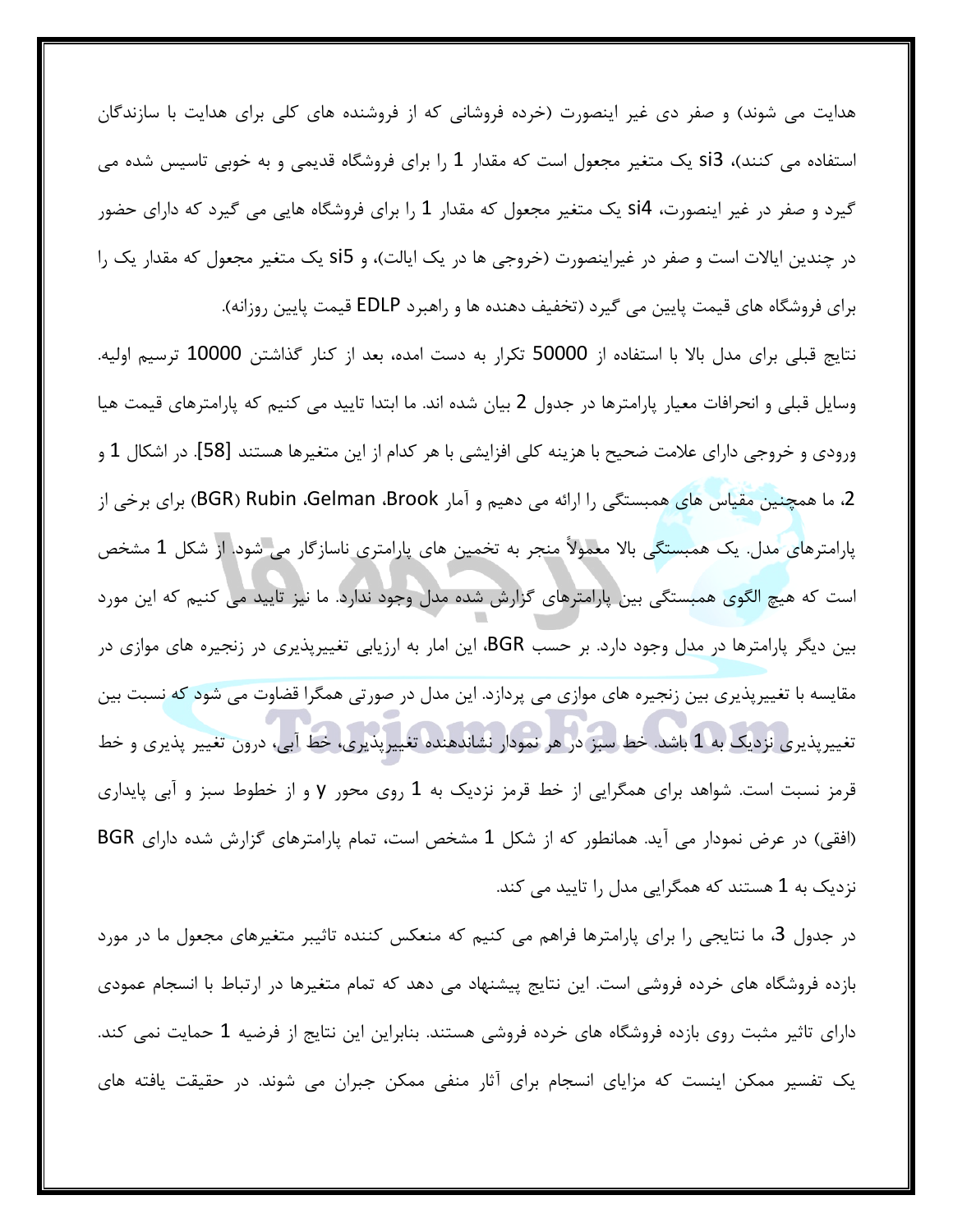هدایت می شوند) و صفر دی غیر اینصورت (خرده فروشانی که از فروشنده های کلی برای هدایت با سازندگان استفاده می کنند)، si3 یک متغیر مجعول است که مقدار 1 را برای فروشگاه قدیمی و به خوبی تاسیس شده می گیرد و صفر در غیر اینصورت، si4 یک متغیر مجعول که مقدار 1 را برای فروشگاه هایی می گیرد که دارای حضور در چندین ایالات است و صفر در غیراینصورت (خروجی ها در یک ایالت)، و si5 یک متغیر مجعول که مقدار یک را برای فروشگاه های قیمت پایین می گیرد (تخفیف دهنده ها و راهبرد EDLP قیمت پایین روزانه).

نتایج قبلی برای مدل بالا با استفاده از 50000 تکرار به دست امده، بعد از کنار گذاشتن 10000 ترسیم اولیه. وسایل قبلی و انحرافات معیار پارامترها در جدول 2 بیان شده اند. ما ابتدا تایید می کنیم که پارامترهای قیمت هیا ورودی و خروجی دارای علامت ضحیح با هزینه کلی افزایشی با هر کدام از این متغیرها هستند [58]. در اشکال 1 و 2، ما همچنین مقیاس های همبستگی را ارائه می دهیم و آمار Brook، Gelman، Rubin (BGR) برای برخی از پارامترهای مدل. یک همبستگی بالا معمولاً منجر به تخمین های پارامتری ناسازگار می شود. از شکل 1 مشخص است که هیچ الگوی همبستگی بین پارامترهای گزارش شده مدل وجود ندارد. ما نیز تایید می کنیم که این مورد بین دیگر پارامترها در مدل وجود دارد. بر حسب BGR، این امار به ارزیابی تغییرپذیری در زنجیره های موازی در مقایسه با تغییرپذیری بین زنجیره های موازی می پردازد. این مدل در صورتی همگرا قضاوت می شود که نسبت بین تغییرپذیری نزدیک به 1 باشد. خط سبز در هر نمودار نشاندهنده تغییرپذیری، خط آبی، درون تغییر پذیری و خط قرمز نسبت است. شواهد برای همگرایی از خط قرمز نزدیک به 1 روی محور y و از خطوط سبز و آبی پایداری (افقی) در عرض نمودار می آید. همانطور که از شکل 1 مشخص است، تمام پارامترهای گزارش شده دارای BGR نزدیک به 1 هستند که همگرایی مدل را تایید می کند.

در جدول 3، ما نتایجی را برای پارامترها فراهم می کنیم که منعکس کننده تاثیر متغیرهای مجعول ما در مورد بازده فروشگاه های خرده فروشی است. این نتایج پیشنهاد می دهد که تمام متغیرها در ارتباط با انسجام عمودی دارای تاثیر مثبت روی بازده فروشگاه های خرده فروشی هستند. بنابراین این نتایج از فرضیه 1 حمایت نمی کند. یک تفسیر ممکن اینست که مزایای انسجام برای آثار منفی ممکن جبران می شوند. در حقیقت یافته های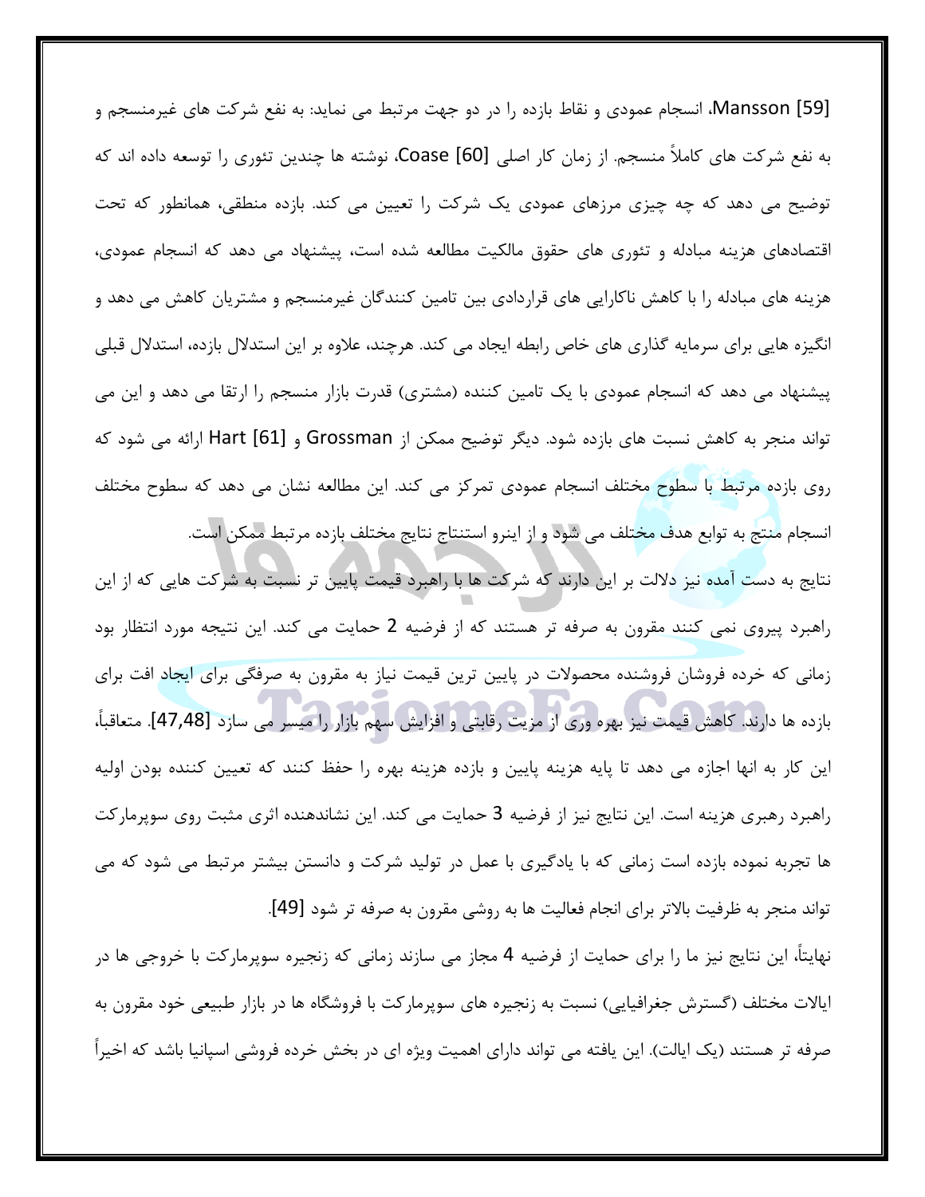Mansson [59]، انسجام عمودی و نقاط بازده را در دو جهت مرتبط می نماید: به نفع شرکت های غیرمنسجم و به نفع شرکت های کاملاً منسجم. از زمان کار اصلی Coase [60]، نوشته ها چندین تئوری را توسعه داده اند که توضیح می دهد که چه چیزی مرزهای عمودی یک شرکت را تعیین می کند. بازده منطقی، همانطور که تحت اقتصادهای هزینه مبادله و تئوری های حقوق مالکیت مطالعه شده است، پیشنهاد می دهد که انسجام عمودی، هزینه های مبادله را با کاهش ناکارایی های قراردادی بین تامین کنندگان غیرمنسجم و مشتریان کاهش می دهد و انگیزه هایی برای سرمایه گذاری های خاص رابطه ایجاد می کند. هرچند، علاوه بر این استدلال بازده، استدلال قبلی پیشنهاد می دهد که انسجام عمودی با یک تامین کننده (مشتری) قدرت بازار منسجم را ارتقا می دهد و این می تواند منجر به کاهش نسبت های بازده شود. دیگر توضیح ممکن از Grossman و Hart [61] ارائه می شود که روی بازده مرتبط با سطوح مختلف انسجام عمودی تمرکز می کند. این مطالعه نشان می دهد که سطوح مختلف انسجام منتج به توابع هدف مختلف می شود و از اینرو استنتاج نتایج مختلف بازده مرتبط ممکن است.

نتایج به دست آمده نیز دلالت بر این دارند که شرکت ها با راهبرد قیمت پایین تر نسبت به شرکت هایی که از این راهبرد پیروی نمی کنند مقرون به صرفه تر هستند که از فرضیه 2 حمایت می کند. این نتیجه مورد انتظار بود زمانی که خرده فروشان فروشنده محصولات در پایین ترین قیمت نیاز به مقرون به صرفگی برای ایجاد افت برای بازده ها دارند. کاهش قیمت نیز بهره وری از مزیت رقابتی و افزایش سهم بازار را میسر می سازد [47,48]. متعاقباً، این کار به انها اجازه می دهد تا پایه هزینه پایین و بازده هزینه بهره را حفظ کنند که تعیین کننده بودن اولیه راهبرد رهبری هزینه است. این نتایج نیز از فرضیه 3 حمایت می کند. این نشاندهنده اثری مثبت روی سوپرمارکت ها تجربه نموده بازده است زمانی که با یادگیری با عمل در تولید شرکت و دانستن بیشتر مرتبط می شود که می تواند منجر به ظرفیت بالاتر برای انجام فعالیت ها به روشی مقرون به صرفه تر شود [49].

نهایتاً، این نتایج نیز ما را برای حمایت از فرضیه 4 مجاز می سازند زمانی که زنجیره سوپرمارکت با خروجی ها در ایالات مختلف (گسترش جغرافیایی) نسبت به زنجیره های سوپرمارکت با فروشگاه ها در بازار طبیعی خود مقرون به صرفه تر هستند (یک ایالت). این یافته می تواند دارای اهمیت ویژه ای در بخش خرده فروشی اسپانیا باشد که اخیراً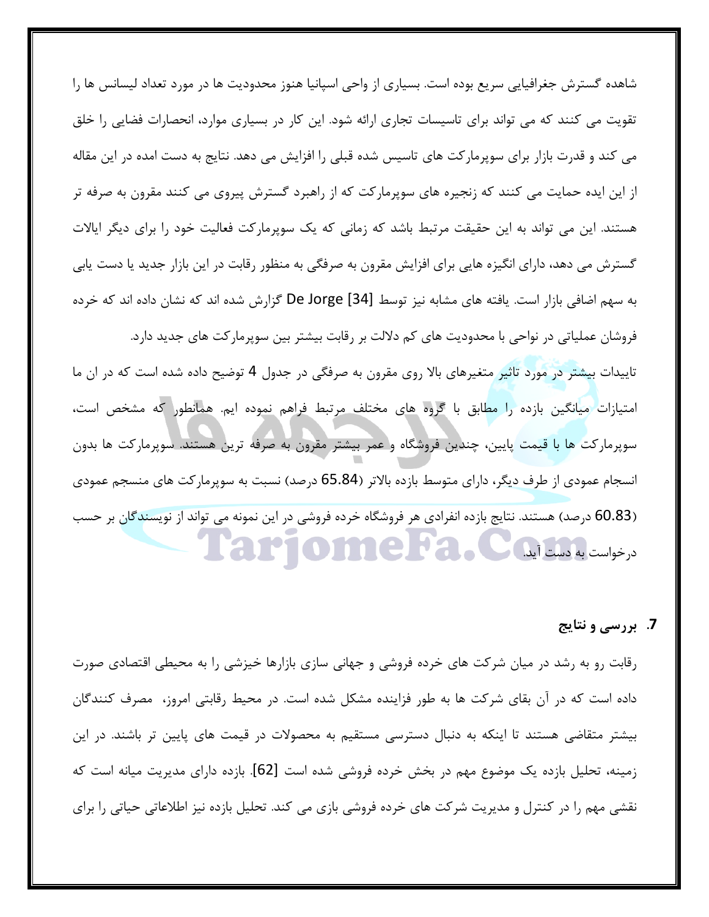شاهده گسترش جغرافیایی سریع بوده است. بسیاری از واحی اسپانیا هنوز محدودیت ها در مورد تعداد لیسانس ها را تقویت می کنند که می تواند برای تاسیسات تجاری ارائه شود. این کار در بسیاری موارد، انحصارات فضایی را خلق می کند و قدرت بازار برای سوپرمارکت های تاسیس شده قبلی را افزایش می دهد. نتایج به دست امده در این مقاله از این ایده حمایت می کنند که زنجیره های سوپرمارکت که از راهبرد گسترش پیروی می کنند مقرون به صرفه تر هستند. این می تواند به این حقیقت مرتبط باشد که زمانی که یک سوپرمارکت فعالیت خود را برای دیگر ایالات گسترش می دهد، دارای انگیزه هایی برای افزایش مقرون به صرفگی به منظور رقابت در این بازار جدید یا دست یابی به سهم اضافی بازار است. یافته های مشابه نیز توسط De Jorge [34] گزارش شده اند که نشان داده اند که خرده فروشان عملیاتی در نواحی با محدودیت های کم دلالت بر رقابت بیشتر بین سوپرمارکت های جدید دارد.

تاییدات بیشتر در مورد تاثیر متغیرهای بالا روی مقرون به صرفگی در جدول 4 توضیح داده شده است که در ان ما امتیازات میانگین بازده را مطابق با گروه های مختلف مرتبط فراهم نموده ایم. همانطور که مشخص است، سوپرمارکت ها با قیمت پایین، چندین فروشگاه و عمر بیشتر مقرون به صرفه ترین هستند. سوپرمارکت ها بدون انسجام عمودی از طرف دیگر، دارای متوسط بازده بالاتر (65.84 درصد) نسبت به سوپرمارکت های منسجم عمودی (60.83 درصد) هستند. نتایج بازده انفرادی هر فروشگاه خرده فروشی در این نمونه می تواند از نویسندگان بر حسب درخواست به دست آید.

## 7. بررسی و نتایج

رقابت رو به رشد در میان شرکت های خرده فروشی و جهانی سازی بازارها خیزشی را به محیطی اقتصادی صورت داده است که در آن بقای شرکت ها به طور فزاینده مشکل شده است. در محیط رقابتی امروز، مصرف کنندگان بیشتر متقاضی هستند تا اینکه به دنبال دسترسی مستقیم به محصولات در قیمت های پایین تر باشند. در این زمینه، تحلیل بازده یک موضوع مهم در بخش خرده فروشی شده است [62]. بازده دارای مدیریت میانه است که نقشی مهم را در کنترل و مدیریت شرکت های خرده فروشی بازی می کند. تحلیل بازده نیز اطلاعاتی حیاتی را برای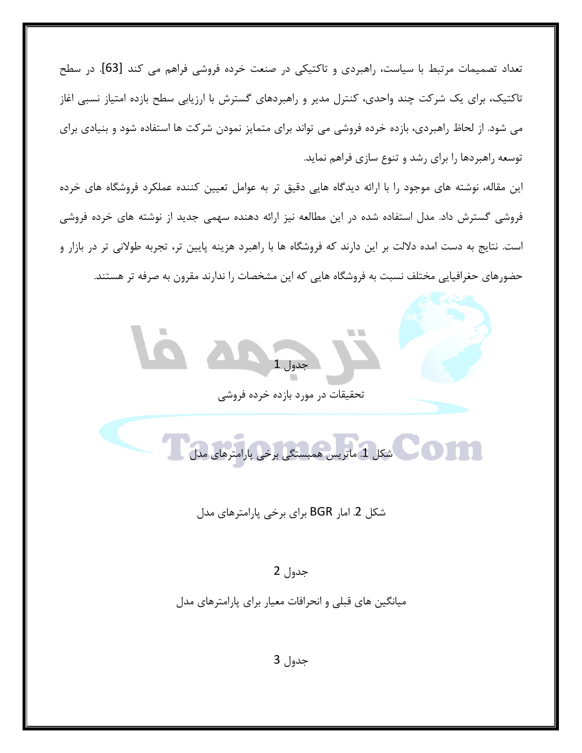تعداد تصمیمات مرتبط با سیاست، راهبردی و تاکتیکی در صنعت خرده فروشی فراهم می کند [63]. در سطح تاکتیک، برای یک شرکت چند واحدی، کنترل مدیر و راهبردهای گسترش با ارزیابی سطح بازده امتیاز نسبی اغاز می شود. از لحاظ راهبردی، بازده خرده فروشی می تواند برای متمایز نمودن شرکت ها استفاده شود و بنیادی برای توسعه راهبردها را برای رشد و تنوع سازی فراهم نماید.

این مقاله، نوشته های موجود را با ارائه دیدگاه هایی دقیق تر به عوامل تعیین کننده عملکرد فروشگاه های خرده فروشی گسترش داد. مدل استفاده شده در این مطالعه نیز ارائه دهنده سهمی جدید از نوشته های خرده فروشی است. نتایج به دست امده دلالت بر این دارند که فروشگاه ها با راهبرد هزینه پایین تر، تجربه طولانی تر در بازار و حضورهای حغرافیایی مختلف نسبت به فروشگاه هایی که این مشخصات را ندارند مقرون به صرفه تر هستند.

جدول 1

تحقیقات در مورد بازده خرده فروشی

شکل 1. ماتریس همبستگی برخی پارامترهای مدل

شکل 2. امار BGR برای برخی پارامترهای مدل

جدول 2

میانگین های قبلی و انحرافات معیار برای پارامترهای مدل

جدول 3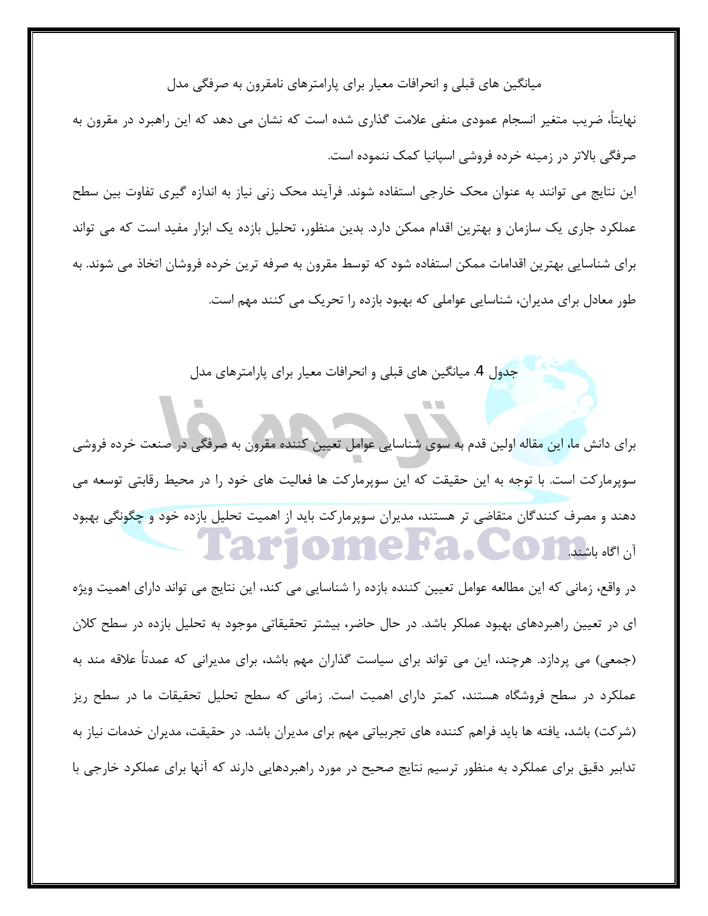میانگین های قبلی و انحرافات معیار برای پارامترهای نامقرون به صرفگی مدل

نهایتاً، ضریب متغیر انسجام عمودی منفی علامت گذاری شده است که نشان می دهد که این راهبرد در مقرون به صرفگی بالاتر در زمینه خرده فروشی اسپانیا کمک ننموده است.

این نتایج می توانند به عنوان محک خارجی استفاده شوند. فرآیند محک زنی نیاز به اندازه گیری تفاوت بین سطح عملکرد جاری یک سازمان و بهترین اقدام ممکن دارد. بدین منظور، تحلیل بازده یک ابزار مفید است که می تواند برای شناسایی بهترین اقدامات ممکن استفاده شود که توسط مقرون به صرفه ترین خرده فروشان اتخاذ می شوند. به طور معادل برای مدیران، شناسایی عواملی که بهبود بازده را تحریک می کنند مهم است.

جدول 4. میانگین های قبلی و انحرافات معیار برای پارامترهای مدل

برای دانش ما، این مقاله اولین قدم به سوی شناسایی عوامل تعیین کننده مقرون به صرفگی در صنعت خرده فروشی سوپرمارکت است. با توجه به این حقیقت که این سوپرمارکت ها فعالیت های خود را در محیط رقابتی توسعه می دهند و مصرف کنندگان متقاضی تر هستند، مدیران سوپرمارکت باید از اهمیت تحلیل بازده خود و چگونگی بهبود آن آگاه باشند.

در واقع، زمانی که این مطالعه عوامل تعیین کننده بازده را شناسایی می کند، این نتایج می تواند دارای اهمیت ویژه ای در تعیین راهبردهای بهبود عملکر باشد. در حال حاضر، بیشتر تحقیقاتی موجود به تحلیل بازده در سطح کلان (جمعی) می پردازد. هرچند، این می تواند برای سیاست گذاران مهم باشد، برای مدیرانی که عمدتاً علاقه مند به عملکرد در سطح فروشگاه هستند، کمتر دارای اهمیت است. زمانی که سطح تحلیل تحقیقات ما در سطح ریز (شرکت) باشد، یافته ها باید فراهم کننده های تجربیاتی مهم برای مدیران باشد. در حقیقت، مدیران خدمات نیاز به تدابیر دقیق برای عملکرد به منظور ترسیم نتایج صحیح در مورد راهبردهایی دارند که آنها برای عملکرد خارجی با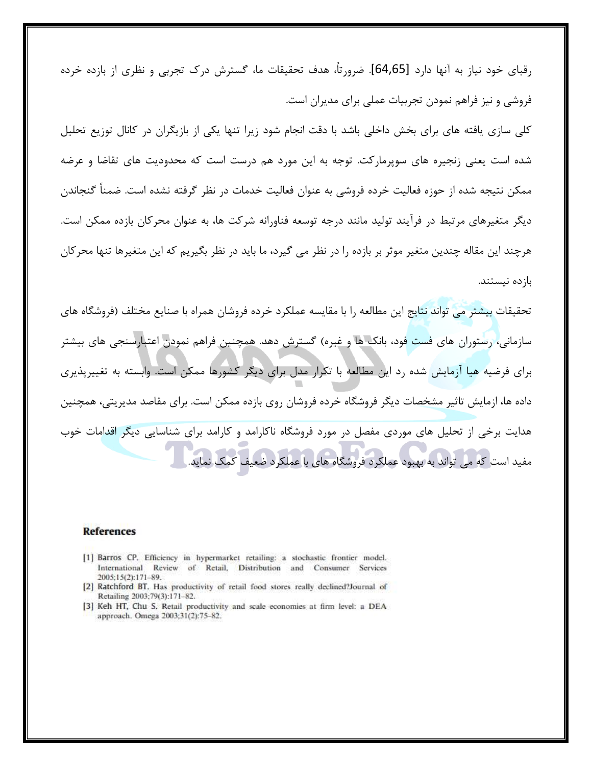رقبای خود نیاز به آنها دارد [64,65]. ضرورتاً، هدف تحقیقات ما، گسترش درک تجربی و نظری از بازده خرده فروشی و نیز فراهم نمودن تجربیات عملی برای مدیران است.

کلی سازی یافته های برای بخش داخلی باشد با دقت انجام شود زیرا تنها یکی از بازیگران در کانال توزیع تحلیل شده است یعنی زنجیره های سوپرمارکت. توجه به این مورد هم درست است که محدودیت های تقاضا و عرضه ممکن نتیجه شده از حوزه فعالیت خرده فروشی به عنوان فعالیت خدمات در نظر گرفته نشده است. ضمناً گنجاندن دیگر متغیرهای مرتبط در فرآیند تولید مانند درجه توسعه فناورانه شرکت ها، به عنوان محرکان بازده ممکن است. هرچند این مقاله چندین متغیر موثر بر بازده را در نظر می گیرد، ما باید در نظر بگیریم که این متغیرها تنها محرکان بازده نیستند.

تحقیقات بیشتر می تواند نتایج این مطالعه را با مقایسه عملکرد خرده فروشان همراه با صنایع مختلف (فروشگاه های سازمانی، رستوران های فست فود، بانک ها و غیره) گسترش دهد. همچنین فراهم نمودن اعتبارسنجی های بیشتر برای فرضیه هیا آزمایش شده رد این مطالعه با تکرار مدل برای دیگر کشورها ممکن است. وابسته به تغییرپذیری داده ها، ازمایش تاثیر مشخصات دیگر فروشگاه خرده فروشان روی بازده ممکن است. برای مقاصد مدیریتی، همچنین هدایت برخی از تحلیل های موردی مفصل در مورد فروشگاه ناکارامد و کارامد برای شناسایی دیگر اقدامات خوب مفید است که می تواند به بهبود عملکرد فروشگاه های با عملکرد ضعیف کمک نماید.

## References

[1] Barros CP. Efficiency in hypermarket retailing: a stochastic frontier model. International Review of Retail, Distribution and Consumer Services 2005;15(2):171–89.

[2] Ratchford BT. Has productivity of retail food stores really declined?Journal of Retailing 2003;79(3):171–82.

[3] Keh HT, Chu S. Retail productivity and scale economies at firm level: a DEA approach. Omega 2003;31(2):75–82.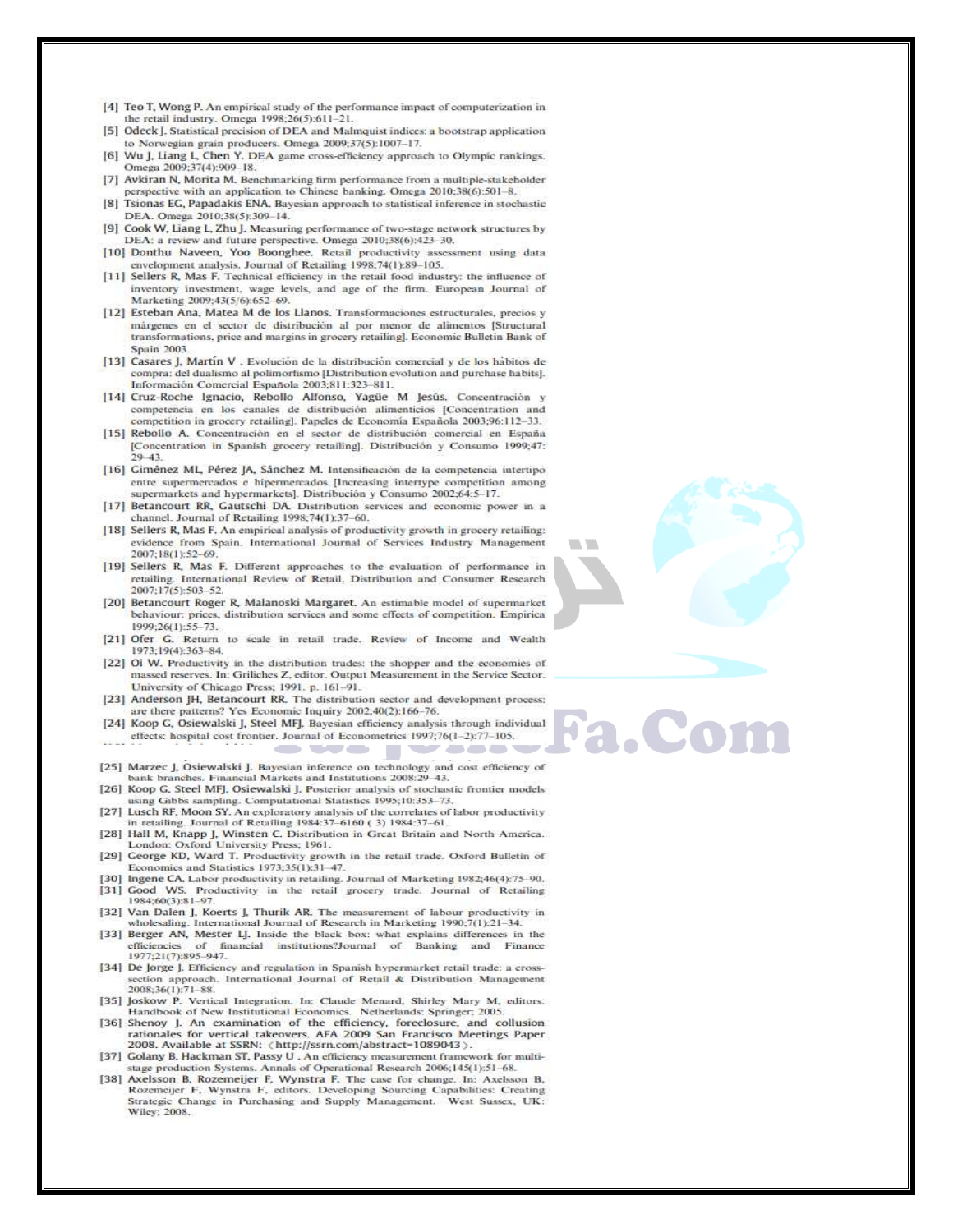[4] Teo T, Wong P. An empirical study of the performance impact of computerization in the retail industry. Omega 1998;26(5):611–21.

[5] Odeck J. Statistical precision of DEA and Malmquist indices: a bootstrap application to Norwegian grain producers. Omega 2009;37(5):1007–17.

[6] Wu J, Liang L, Chen Y. DEA game cross-efficiency approach to Olympic rankings. Omega 2009;37(4):909–18.

[7] Avkiran N, Morita M. Benchmarking firm performance from a multiple-stakeholder perspective with an application to Chinese banking. Omega 2010;38(6):501–8.

[8] Tsionas EG, Papadakis ENA. Bayesian approach to statistical inference in stochastic DEA. Omega 2010;38(5):309–14.

[9] Cook W, Liang L, Zhu J. Measuring performance of two-stage network structures by DEA: a review and future perspective. Omega 2010;38(6):423–30.

[10] Donthu Naveen, Yoo Boonghee. Retail productivity assessment using data envelopment analysis. Journal of Retailing 1998;74(1):89–105.

[11] Sellers R, Mas F. Technical efficiency in the retail food industry: the influence of inventory investment, wage levels, and age of the firm. European Journal of Marketing 2009;43(5/6):652–69.

[12] Esteban Ana, Matea M de los Llanos. Transformaciones estructurales, precios y márgenes en el sector de distribución al por menor de alimentos [Structural transformations, price and margins in grocery retailing]. Economic Bulletin Bank of Spain 2003.

[13] Casares J, Martín V . Evolución de la distribución comercial y de los hábitos de compra: del dualismo al polimorfismo [Distribution evolution and purchase habits]. Información Comercial Española 2003;811:323–811.

[14] Cruz-Roche Ignacio, Rebollo Alfonso, Yagüe M Jesús. Concentración y competencia en los canales de distribución alimenticios [Concentration and competition in grocery retailing]. Papeles de Economía Española 2003;96:112–33.

[15] Rebollo A. Concentración en el sector de distribución comercial en España [Concentration in Spanish grocery retailing]. Distribución y Consumo 1999;47: 29–43.

[16] Giménez ML, Pérez JA, Sánchez M. Intensificación de la competencia intertipo entre supermercados e hipermercados [Increasing intertype competition among supermarkets and hypermarkets]. Distribución y Consumo 2002;64:5–17.

[17] Betancourt RR, Gautschi DA. Distribution services and economic power in a channel. Journal of Retailing 1998;74(1):37–60.

[18] Sellers R, Mas F. An empirical analysis of productivity growth in grocery retailing: evidence from Spain. International Journal of Services Industry Management 2007;18(1):52–69.

[19] Sellers R, Mas F. Different approaches to the evaluation of performance in retailing. International Review of Retail, Distribution and Consumer Research 2007;17(5):503–52.

[20] Betancourt Roger R, Malanoski Margaret. An estimable model of supermarket behaviour: prices, distribution services and some effects of competition. Empirica 1999;26(1):55–73.

[21] Ofer G. Return to scale in retail trade. Review of Income and Wealth 1973;19(4):363–84.

[22] Oi W. Productivity in the distribution trades: the shopper and the economies of massed reserves. In: Griliches Z, editor. Output Measurement in the Service Sector. University of Chicago Press; 1991. p. 161–91.

[23] Anderson JH, Betancourt RR. The distribution sector and development process: are there patterns? Yes Economic Inquiry 2002;40(2):166–76.

[24] Koop G, Osiewalski J, Steel MFJ. Bayesian efficiency analysis through individual effects: hospital cost frontier. Journal of Econometrics 1997;76(1–2):77–105.

[25] Marzec J, Osiewalski J. Bayesian inference on technology and cost efficiency of bank branches. Financial Markets and Institutions 2008:29–43.

[26] Koop G, Steel MFJ, Osiewalski J. Posterior analysis of stochastic frontier models using Gibbs sampling. Computational Statistics 1995;10:353–73.

[27] Lusch RF, Moon SY. An exploratory analysis of the correlates of labor productivity in retailing. Journal of Retailing 1984:37–6160 ( 3) 1984:37–61.

[28] Hall M, Knapp J, Winsten C. Distribution in Great Britain and North America. London: Oxford University Press; 1961.

[29] George KD, Ward T. Productivity growth in the retail trade. Oxford Bulletin of Economics and Statistics 1973;35(1):31–47.

[30] Ingene CA. Labor productivity in retailing. Journal of Marketing 1982;46(4):75–90.

[31] Good WS. Productivity in the retail grocery trade. Journal of Retailing 1984;60(3):81–97.

[32] Van Dalen J, Koerts J, Thurik AR. The measurement of labour productivity in wholesaling. International Journal of Research in Marketing 1990;7(1):21–34.

[33] Berger AN, Mester LJ. Inside the black box: what explains differences in the efficiencies of financial institutions?Journal of Banking and Finance 1977;21(7):895–947.

[34] De Jorge J. Efficiency and regulation in Spanish hypermarket retail trade: a cross-section approach. International Journal of Retail & Distribution Management 2008;36(1):71–88.

[35] Joskow P. Vertical Integration. In: Claude Menard, Shirley Mary M, editors. Handbook of New Institutional Economics. Netherlands: Springer; 2005.

[36] Shenoy J. An examination of the efficiency, foreclosure, and collusion rationales for vertical takeovers. AFA 2009 San Francisco Meetings Paper 2008. Available at SSRN: ⟨http://ssrn.com/abstract=1089043⟩.

[37] Golany B, Hackman ST, Passy U . An efficiency measurement framework for multi-stage production Systems. Annals of Operational Research 2006;145(1):51–68.

[38] Axelsson B, Rozemeijer F, Wynstra F. The case for change. In: Axelsson B, Rozemeijer F, Wynstra F, editors. Developing Sourcing Capabilities: Creating Strategic Change in Purchasing and Supply Management. West Sussex, UK: Wiley; 2008.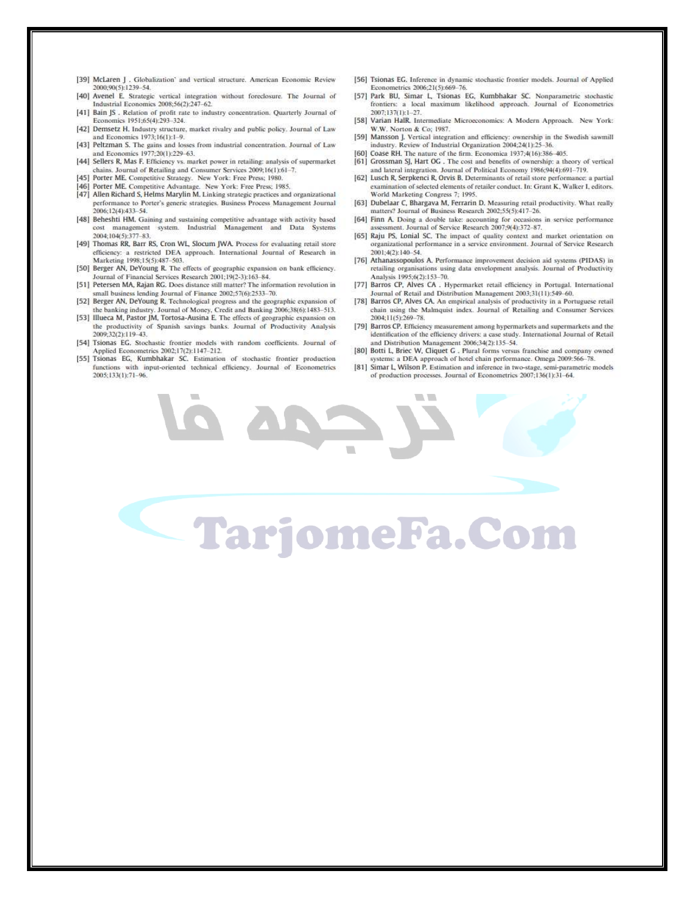[39] McLaren J . Globalization' and vertical structure. American Economic Review 2000;90(5):1239–54.

[40] Avenel E. Strategic vertical integration without foreclosure. The Journal of Industrial Economics 2008;56(2):247–62.

[41] Bain JS . Relation of profit rate to industry concentration. Quarterly Journal of Economics 1951;65(4):293–324.

[42] Demsetz H. Industry structure, market rivalry and public policy. Journal of Law and Economics 1973;16(1):1–9.

[43] Peltzman S. The gains and losses from industrial concentration. Journal of Law and Economics 1977;20(1):229–63.

[44] Sellers R, Mas F. Efficiency vs. market power in retailing: analysis of supermarket chains. Journal of Retailing and Consumer Services 2009;16(1):61–7.

[45] Porter ME. Competitive Strategy. New York: Free Press; 1980.

[46] Porter ME. Competitive Advantage. New York: Free Press; 1985.

[47] Allen Richard S, Helms Marylin M. Linking strategic practices and organizational performance to Porter's generic strategies. Business Process Management Journal 2006;12(4):433–54.

[48] Beheshti HM. Gaining and sustaining competitive advantage with activity based cost management system. Industrial Management and Data Systems 2004;104(5):377–83.

[49] Thomas RR, Barr RS, Cron WL, Slocum JWA. Process for evaluating retail store efficiency: a restricted DEA approach. International Journal of Research in Marketing 1998;15(5):487–503.

[50] Berger AN, DeYoung R. The effects of geographic expansion on bank efficiency. Journal of Financial Services Research 2001;19(2-3):163–84.

[51] Petersen MA, Rajan RG. Does distance still matter? The information revolution in small business lending Journal of Finance 2002;57(6):2533–70.

[52] Berger AN, DeYoung R. Technological progress and the geographic expansion of the banking industry. Journal of Money, Credit and Banking 2006;38(6):1483–513.

[53] Illueca M, Pastor JM, Tortosa-Ausina E. The effects of geographic expansion on the productivity of Spanish savings banks. Journal of Productivity Analysis 2009;32(2):119–43.

[54] Tsionas EG. Stochastic frontier models with random coefficients. Journal of Applied Econometrics 2002;17(2):1147–212.

[55] Tsionas EG, Kumbhakar SC. Estimation of stochastic frontier production functions with input-oriented technical efficiency. Journal of Econometrics 2005;133(1):71–96.

[56] Tsionas EG. Inference in dynamic stochastic frontier models. Journal of Applied Econometrics 2006;21(5):669–76.

[57] Park BU, Simar L, Tsionas EG, Kumbhakar SC. Nonparametric stochastic frontiers: a local maximum likelihood approach. Journal of Econometrics 2007;137(1):1–27.

[58] Varian HalR. Intermediate Microeconomics: A Modern Approach. New York: W.W. Norton & Co; 1987.

[59] Mansson J. Vertical integration and efficiency: ownership in the Swedish sawmill industry. Review of Industrial Organization 2004;24(1):25–36.

[60] Coase RH. The nature of the firm. Economica 1937;4(16):386–405.

[61] Grossman SJ, Hart OG . The cost and benefits of ownership: a theory of vertical and lateral integration. Journal of Political Economy 1986;94(4):691–719.

[62] Lusch R, Serpkenci R, Orvis B. Determinants of retail store performance: a partial examination of selected elements of retailer conduct. In: Grant K, Walker I, editors. World Marketing Congress 7; 1995.

[63] Dubelaar C, Bhargava M, Ferrarin D. Measuring retail productivity. What really matters? Journal of Business Research 2002;55(5):417–26.

[64] Finn A. Doing a double take: accounting for occasions in service performance assessment. Journal of Service Research 2007;9(4):372–87.

[65] Raju PS, Lonial SC. The impact of quality context and market orientation on organizational performance in a service environment. Journal of Service Research 2001;4(2):140–54.

[76] Athanassopoulos A. Performance improvement decision aid systems (PIDAS) in retailing organisations using data envelopment analysis. Journal of Productivity Analysis 1995;6(2):153–70.

[77] Barros CP, Alves CA . Hypermarket retail efficiency in Portugal. International Journal of Retail and Distribution Management 2003;31(11):549–60.

[78] Barros CP, Alves CA. An empirical analysis of productivity in a Portuguese retail chain using the Malmquist index. Journal of Retailing and Consumer Services 2004;11(5):269–78.

[79] Barros CP. Efficiency measurement among hypermarkets and supermarkets and the identification of the efficiency drivers: a case study. International Journal of Retail and Distribution Management 2006;34(2):135–54.

[80] Botti L, Briec W, Cliquet G . Plural forms versus franchise and company owned systems: a DEA approach of hotel chain performance. Omega 2009:566–78.

[81] Simar L, Wilson P. Estimation and inference in two-stage, semi-parametric models of production processes. Journal of Econometrics 2007;136(1):31–64.